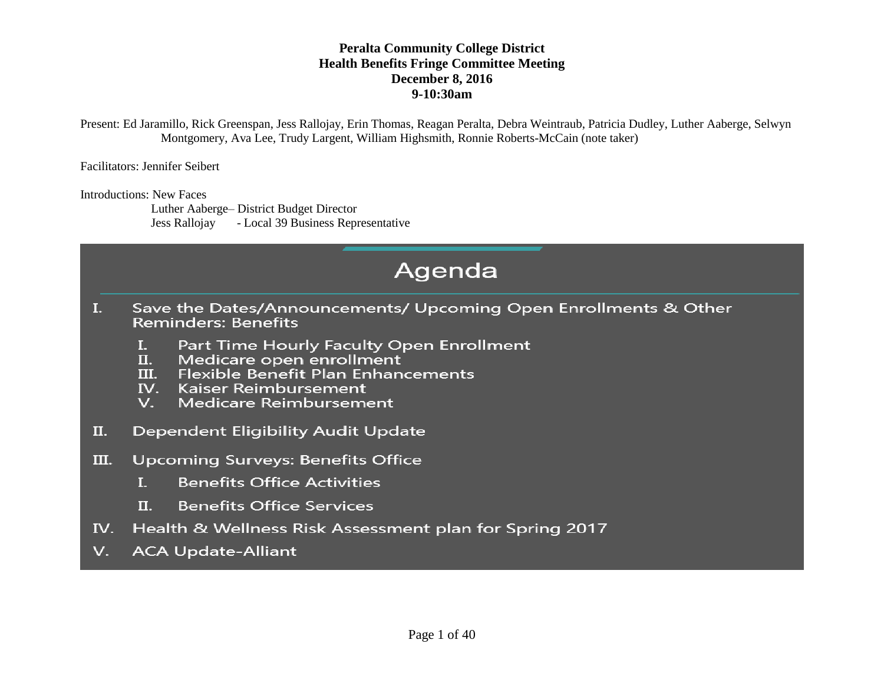**Peralta Community College District**
**Health Benefits Fringe Committee Meeting**
**December 8, 2016**
**9-10:30am**

Present: Ed Jaramillo, Rick Greenspan, Jess Rallojay, Erin Thomas, Reagan Peralta, Debra Weintraub, Patricia Dudley, Luther Aaberge, Selwyn Montgomery, Ava Lee, Trudy Largent, William Highsmith, Ronnie Roberts-McCain (note taker)

Facilitators: Jennifer Seibert

Introductions: New Faces
Luther Aaberge– District Budget Director
Jess Rallojay - Local 39 Business Representative

# Agenda

I. Save the Dates/Announcements/ Upcoming Open Enrollments & Other Reminders: Benefits
   - I. Part Time Hourly Faculty Open Enrollment
   - II. Medicare open enrollment
   - III. Flexible Benefit Plan Enhancements
   - IV. Kaiser Reimbursement
   - V. Medicare Reimbursement

II. Dependent Eligibility Audit Update

III. Upcoming Surveys: Benefits Office
   - I. Benefits Office Activities
   - II. Benefits Office Services

IV. Health & Wellness Risk Assessment plan for Spring 2017

V. ACA Update-Alliant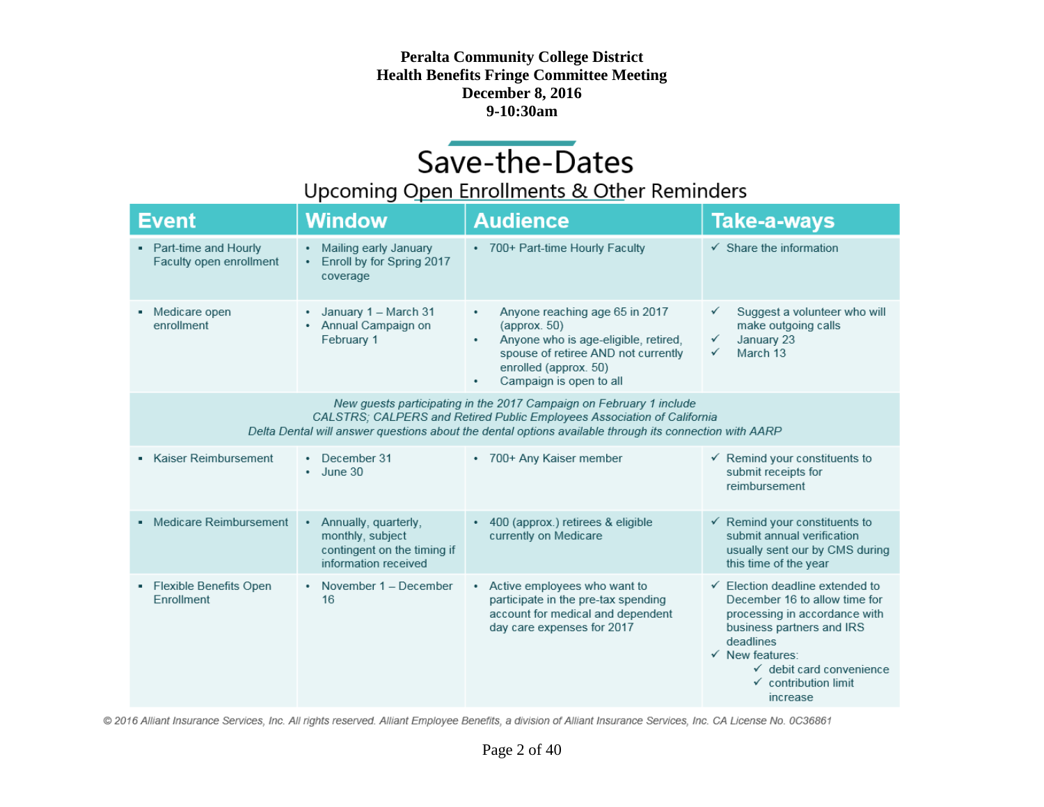**Peralta Community College District**
**Health Benefits Fringe Committee Meeting**
**December 8, 2016**
**9-10:30am**

# Save-the-Dates

## Upcoming Open Enrollments & Other Reminders

| Event | Window | Audience | Take-a-ways |
|---|---|---|---|
| ▪ Part-time and Hourly Faculty open enrollment | • Mailing early January<br>• Enroll by for Spring 2017 coverage | • 700+ Part-time Hourly Faculty | ✓ Share the information |
| ▪ Medicare open enrollment | • January 1 – March 31<br>• Annual Campaign on February 1 | • Anyone reaching age 65 in 2017 (approx. 50)<br>• Anyone who is age-eligible, retired, spouse of retiree AND not currently enrolled (approx. 50)<br>• Campaign is open to all | ✓ Suggest a volunteer who will make outgoing calls<br>✓ January 23<br>✓ March 13 |
| *New guests participating in the 2017 Campaign on February 1 include CALSTRS; CALPERS and Retired Public Employees Association of California Delta Dental will answer questions about the dental options available through its connection with AARP* | | | |
| ▪ Kaiser Reimbursement | • December 31<br>• June 30 | • 700+ Any Kaiser member | ✓ Remind your constituents to submit receipts for reimbursement |
| ▪ Medicare Reimbursement | • Annually, quarterly, monthly, subject contingent on the timing if information received | • 400 (approx.) retirees & eligible currently on Medicare | ✓ Remind your constituents to submit annual verification usually sent our by CMS during this time of the year |
| ▪ Flexible Benefits Open Enrollment | • November 1 – December 16 | • Active employees who want to participate in the pre-tax spending account for medical and dependent day care expenses for 2017 | ✓ Election deadline extended to December 16 to allow time for processing in accordance with business partners and IRS deadlines<br>✓ New features:<br>  ✓ debit card convenience<br>  ✓ contribution limit increase |

*© 2016 Alliant Insurance Services, Inc. All rights reserved. Alliant Employee Benefits, a division of Alliant Insurance Services, Inc. CA License No. 0C36861*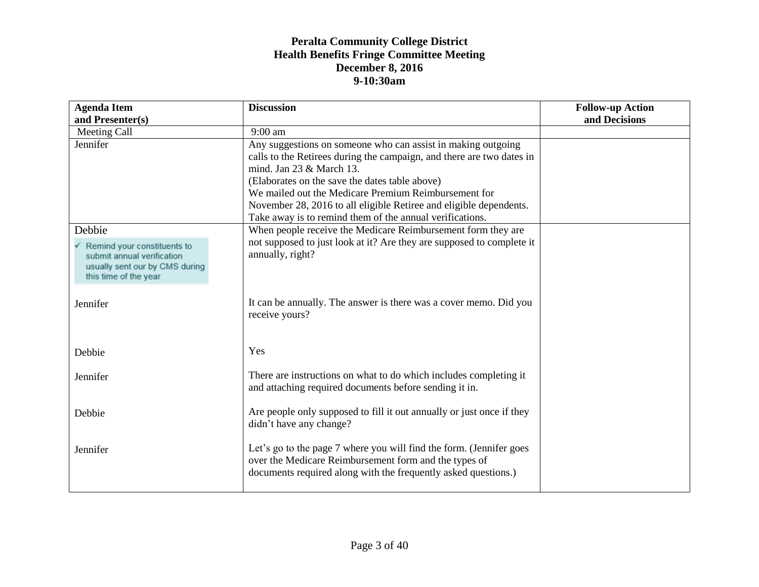**Peralta Community College District**
**Health Benefits Fringe Committee Meeting**
**December 8, 2016**
**9-10:30am**

| Agenda Item and Presenter(s) | Discussion | Follow-up Action and Decisions |
|---|---|---|
| Meeting Call | 9:00 am | |
| Jennifer | Any suggestions on someone who can assist in making outgoing calls to the Retirees during the campaign, and there are two dates in mind. Jan 23 & March 13. (Elaborates on the save the dates table above) We mailed out the Medicare Premium Reimbursement for November 28, 2016 to all eligible Retiree and eligible dependents. Take away is to remind them of the annual verifications. | |
| Debbie<br>✓ Remind your constituents to submit annual verification usually sent our by CMS during this time of the year | When people receive the Medicare Reimbursement form they are not supposed to just look at it? Are they are supposed to complete it annually, right? | |
| Jennifer | It can be annually. The answer is there was a cover memo. Did you receive yours? | |
| Debbie | Yes | |
| Jennifer | There are instructions on what to do which includes completing it and attaching required documents before sending it in. | |
| Debbie | Are people only supposed to fill it out annually or just once if they didn't have any change? | |
| Jennifer | Let's go to the page 7 where you will find the form. (Jennifer goes over the Medicare Reimbursement form and the types of documents required along with the frequently asked questions.) | |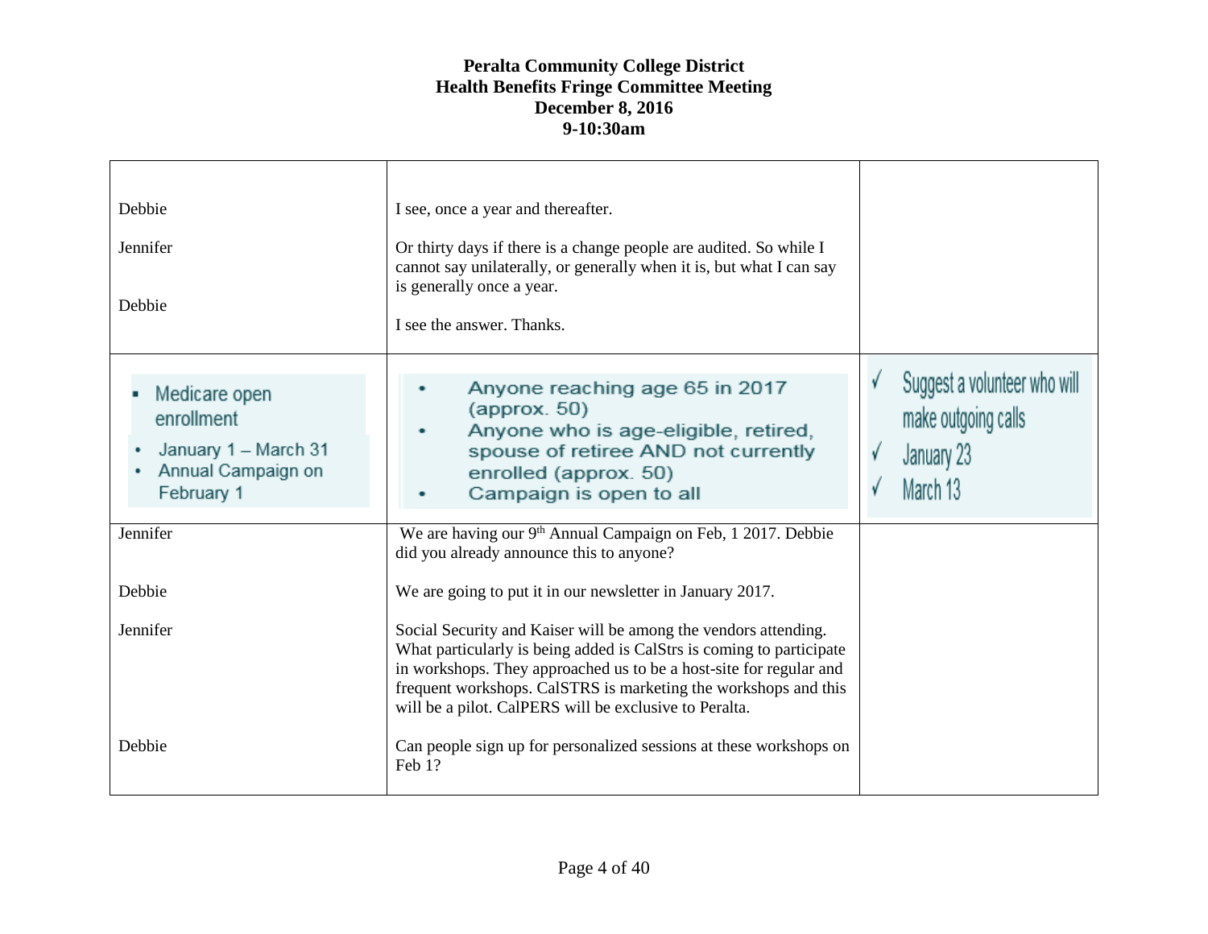# Peralta Community College District
## Health Benefits Fringe Committee Meeting
### December 8, 2016
### 9-10:30am

| | | |
|---|---|---|
| Debbie<br><br>Jennifer<br><br>Debbie | I see, once a year and thereafter.<br><br>Or thirty days if there is a change people are audited. So while I cannot say unilaterally, or generally when it is, but what I can say is generally once a year.<br><br>I see the answer. Thanks. | |
| ▪ Medicare open enrollment<br>• January 1 – March 31<br>• Annual Campaign on February 1 | • Anyone reaching age 65 in 2017 (approx. 50)<br>• Anyone who is age-eligible, retired, spouse of retiree AND not currently enrolled (approx. 50)<br>• Campaign is open to all | √ Suggest a volunteer who will make outgoing calls<br>√ January 23<br>√ March 13 |
| Jennifer<br><br>Debbie<br><br>Jennifer<br><br><br><br><br>Debbie | We are having our 9th Annual Campaign on Feb, 1 2017. Debbie did you already announce this to anyone?<br><br>We are going to put it in our newsletter in January 2017.<br><br>Social Security and Kaiser will be among the vendors attending. What particularly is being added is CalStrs is coming to participate in workshops. They approached us to be a host-site for regular and frequent workshops. CalSTRS is marketing the workshops and this will be a pilot. CalPERS will be exclusive to Peralta.<br><br>Can people sign up for personalized sessions at these workshops on Feb 1? | |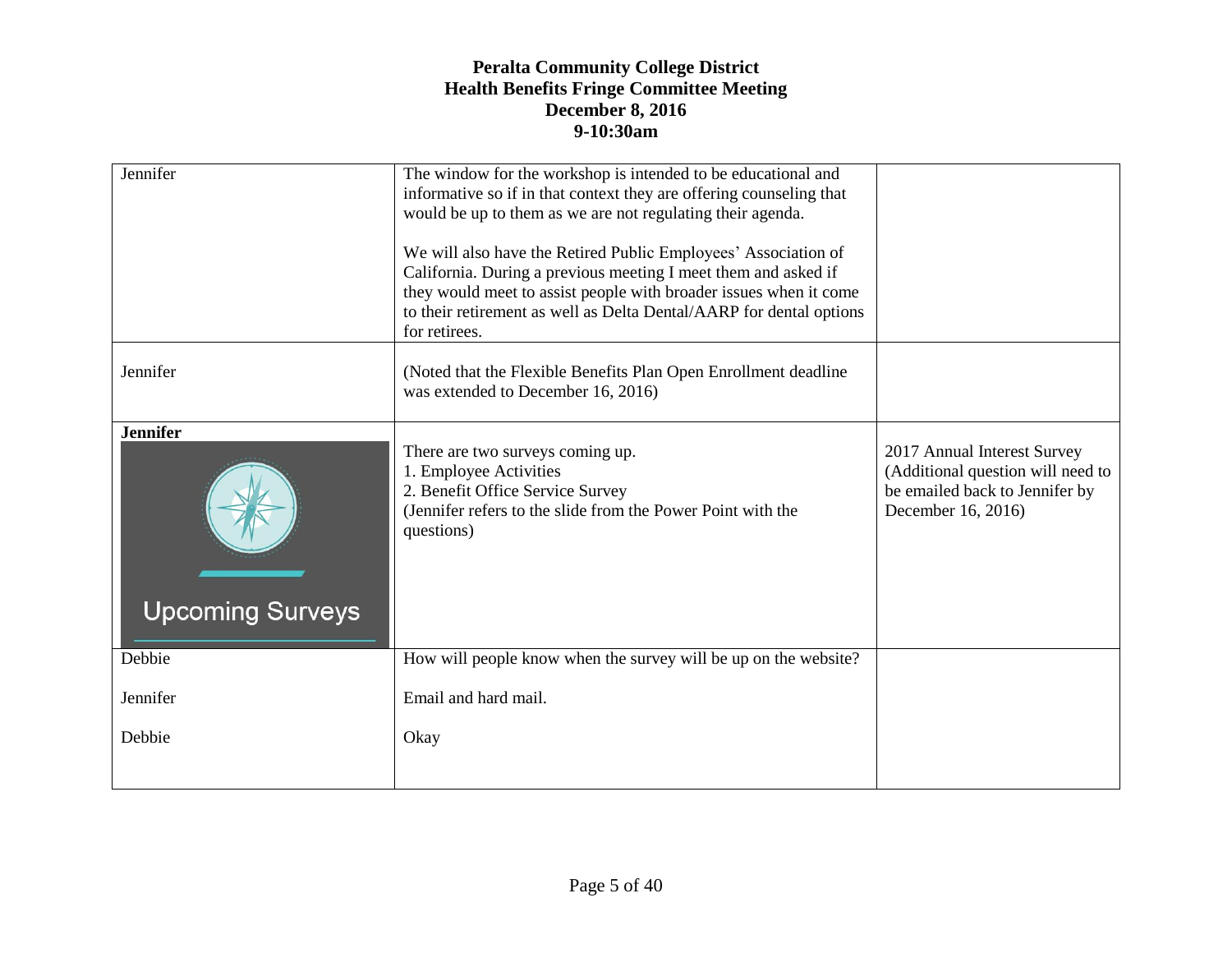**Peralta Community College District**
**Health Benefits Fringe Committee Meeting**
**December 8, 2016**
**9-10:30am**

| | | |
|---|---|---|
| Jennifer | The window for the workshop is intended to be educational and informative so if in that context they are offering counseling that would be up to them as we are not regulating their agenda.<br><br>We will also have the Retired Public Employees' Association of California. During a previous meeting I meet them and asked if they would meet to assist people with broader issues when it come to their retirement as well as Delta Dental/AARP for dental options for retirees. | |
| Jennifer | (Noted that the Flexible Benefits Plan Open Enrollment deadline was extended to December 16, 2016) | |
| **Jennifer**<br><br>Upcoming Surveys | There are two surveys coming up.<br>1. Employee Activities<br>2. Benefit Office Service Survey<br>(Jennifer refers to the slide from the Power Point with the questions) | 2017 Annual Interest Survey (Additional question will need to be emailed back to Jennifer by December 16, 2016) |
| Debbie<br><br>Jennifer<br><br>Debbie | How will people know when the survey will be up on the website?<br><br>Email and hard mail.<br><br>Okay | |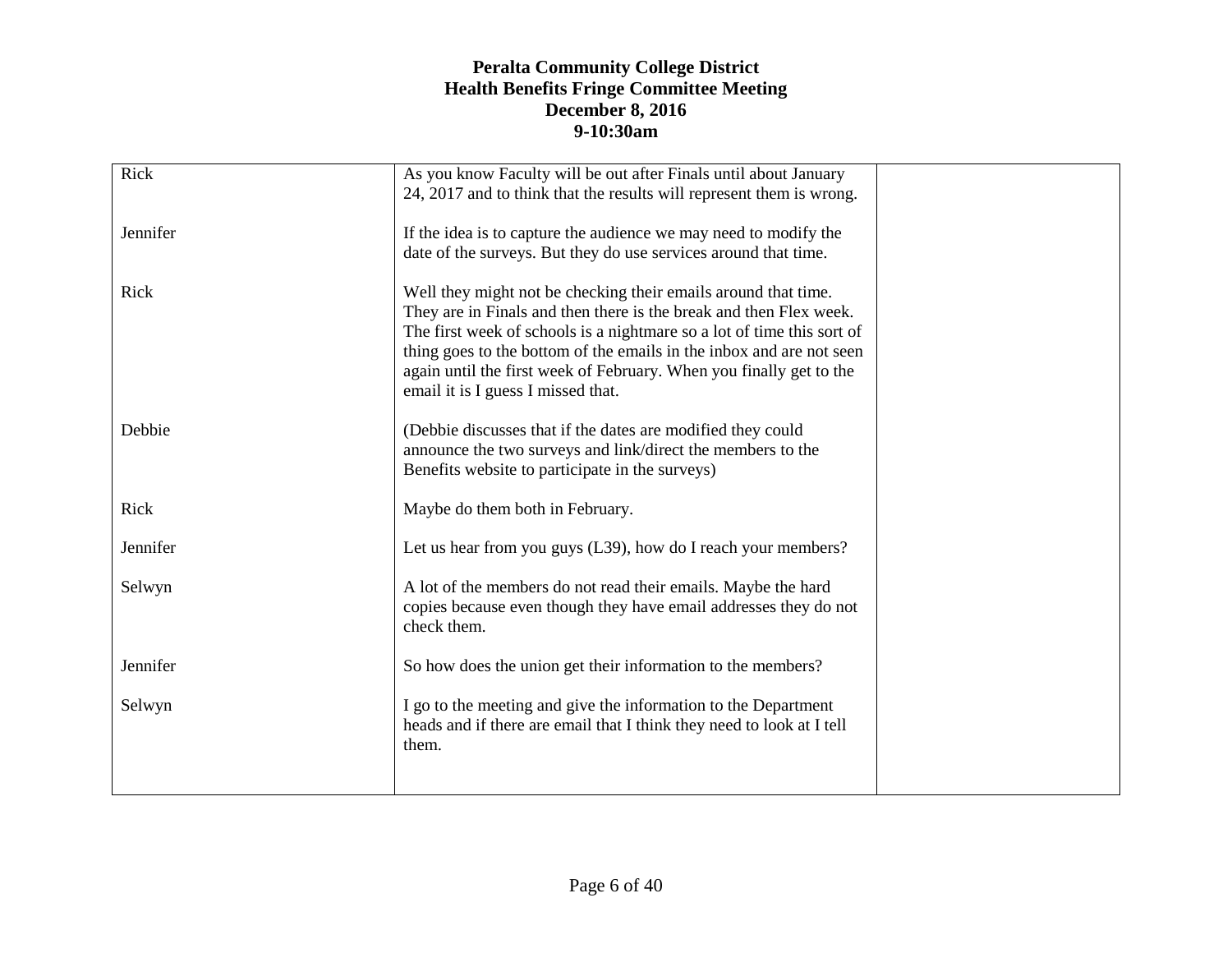**Peralta Community College District**
**Health Benefits Fringe Committee Meeting**
**December 8, 2016**
**9-10:30am**

| | | |
|---|---|---|
| Rick | As you know Faculty will be out after Finals until about January 24, 2017 and to think that the results will represent them is wrong. | |
| Jennifer | If the idea is to capture the audience we may need to modify the date of the surveys. But they do use services around that time. | |
| Rick | Well they might not be checking their emails around that time. They are in Finals and then there is the break and then Flex week. The first week of schools is a nightmare so a lot of time this sort of thing goes to the bottom of the emails in the inbox and are not seen again until the first week of February. When you finally get to the email it is I guess I missed that. | |
| Debbie | (Debbie discusses that if the dates are modified they could announce the two surveys and link/direct the members to the Benefits website to participate in the surveys) | |
| Rick | Maybe do them both in February. | |
| Jennifer | Let us hear from you guys (L39), how do I reach your members? | |
| Selwyn | A lot of the members do not read their emails. Maybe the hard copies because even though they have email addresses they do not check them. | |
| Jennifer | So how does the union get their information to the members? | |
| Selwyn | I go to the meeting and give the information to the Department heads and if there are email that I think they need to look at I tell them. | |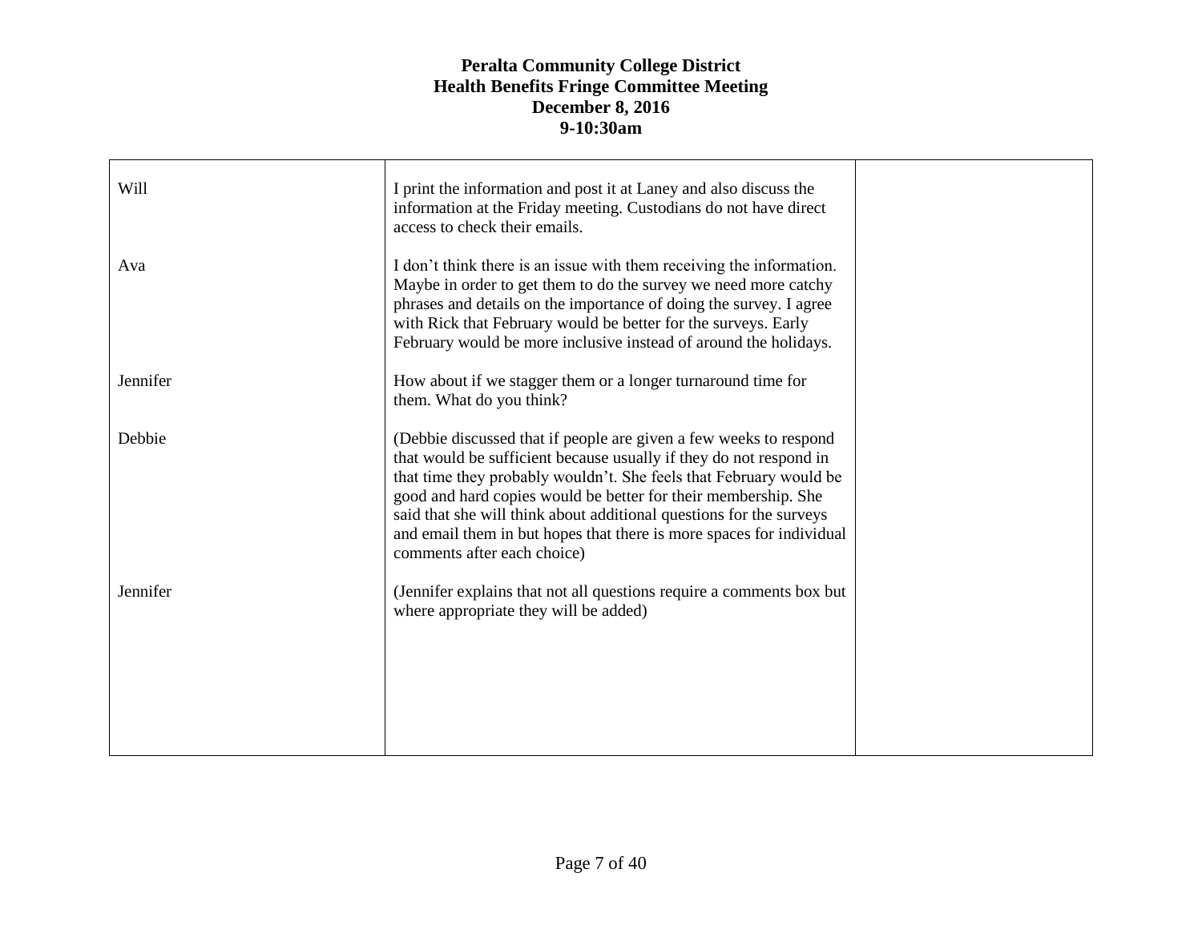# Peralta Community College District
## Health Benefits Fringe Committee Meeting
### December 8, 2016
### 9-10:30am

| | | |
|---|---|---|
| Will | I print the information and post it at Laney and also discuss the information at the Friday meeting. Custodians do not have direct access to check their emails. | |
| Ava | I don't think there is an issue with them receiving the information. Maybe in order to get them to do the survey we need more catchy phrases and details on the importance of doing the survey. I agree with Rick that February would be better for the surveys. Early February would be more inclusive instead of around the holidays. | |
| Jennifer | How about if we stagger them or a longer turnaround time for them. What do you think? | |
| Debbie | (Debbie discussed that if people are given a few weeks to respond that would be sufficient because usually if they do not respond in that time they probably wouldn't. She feels that February would be good and hard copies would be better for their membership. She said that she will think about additional questions for the surveys and email them in but hopes that there is more spaces for individual comments after each choice) | |
| Jennifer | (Jennifer explains that not all questions require a comments box but where appropriate they will be added) | |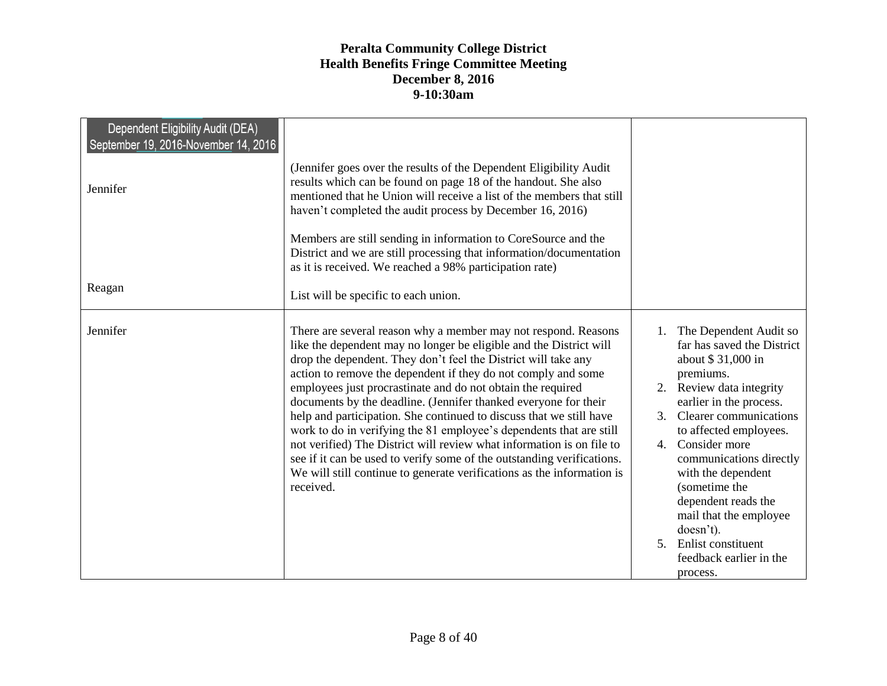**Peralta Community College District**
**Health Benefits Fringe Committee Meeting**
**December 8, 2016**
**9-10:30am**

| | | |
|---|---|---|
| Dependent Eligibility Audit (DEA) September 19, 2016-November 14, 2016<br><br>Jennifer<br><br>Reagan | (Jennifer goes over the results of the Dependent Eligibility Audit results which can be found on page 18 of the handout. She also mentioned that he Union will receive a list of the members that still haven't completed the audit process by December 16, 2016)<br><br>Members are still sending in information to CoreSource and the District and we are still processing that information/documentation as it is received. We reached a 98% participation rate)<br><br>List will be specific to each union. | |
| Jennifer | There are several reason why a member may not respond. Reasons like the dependent may no longer be eligible and the District will drop the dependent. They don't feel the District will take any action to remove the dependent if they do not comply and some employees just procrastinate and do not obtain the required documents by the deadline. (Jennifer thanked everyone for their help and participation. She continued to discuss that we still have work to do in verifying the 81 employee's dependents that are still not verified) The District will review what information is on file to see if it can be used to verify some of the outstanding verifications. We will still continue to generate verifications as the information is received. | 1. The Dependent Audit so far has saved the District about $ 31,000 in premiums.<br>2. Review data integrity earlier in the process.<br>3. Clearer communications to affected employees.<br>4. Consider more communications directly with the dependent (sometime the dependent reads the mail that the employee doesn't).<br>5. Enlist constituent feedback earlier in the process. |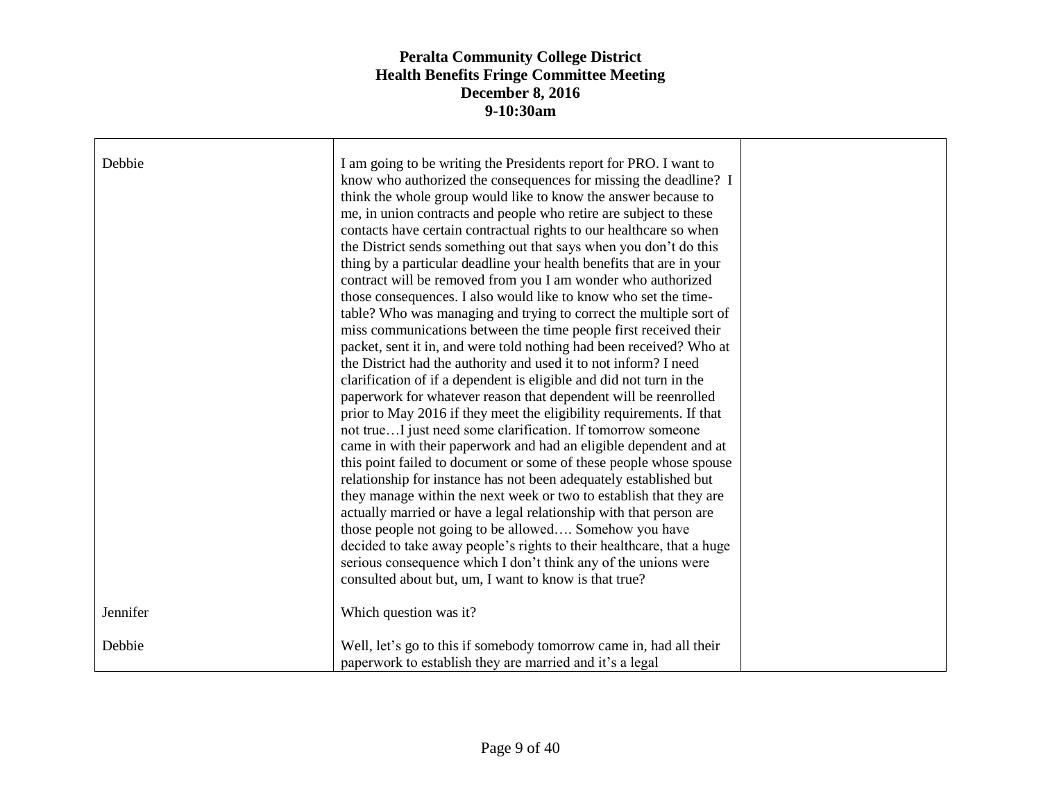# Peralta Community College District
## Health Benefits Fringe Committee Meeting
## December 8, 2016
## 9-10:30am

| | | |
|---|---|---|
| Debbie | I am going to be writing the Presidents report for PRO. I want to know who authorized the consequences for missing the deadline? I think the whole group would like to know the answer because to me, in union contracts and people who retire are subject to these contacts have certain contractual rights to our healthcare so when the District sends something out that says when you don't do this thing by a particular deadline your health benefits that are in your contract will be removed from you I am wonder who authorized those consequences. I also would like to know who set the time-table? Who was managing and trying to correct the multiple sort of miss communications between the time people first received their packet, sent it in, and were told nothing had been received? Who at the District had the authority and used it to not inform? I need clarification of if a dependent is eligible and did not turn in the paperwork for whatever reason that dependent will be reenrolled prior to May 2016 if they meet the eligibility requirements. If that not true…I just need some clarification. If tomorrow someone came in with their paperwork and had an eligible dependent and at this point failed to document or some of these people whose spouse relationship for instance has not been adequately established but they manage within the next week or two to establish that they are actually married or have a legal relationship with that person are those people not going to be allowed…. Somehow you have decided to take away people's rights to their healthcare, that a huge serious consequence which I don't think any of the unions were consulted about but, um, I want to know is that true? | |
| Jennifer | Which question was it? | |
| Debbie | Well, let's go to this if somebody tomorrow came in, had all their paperwork to establish they are married and it's a legal | |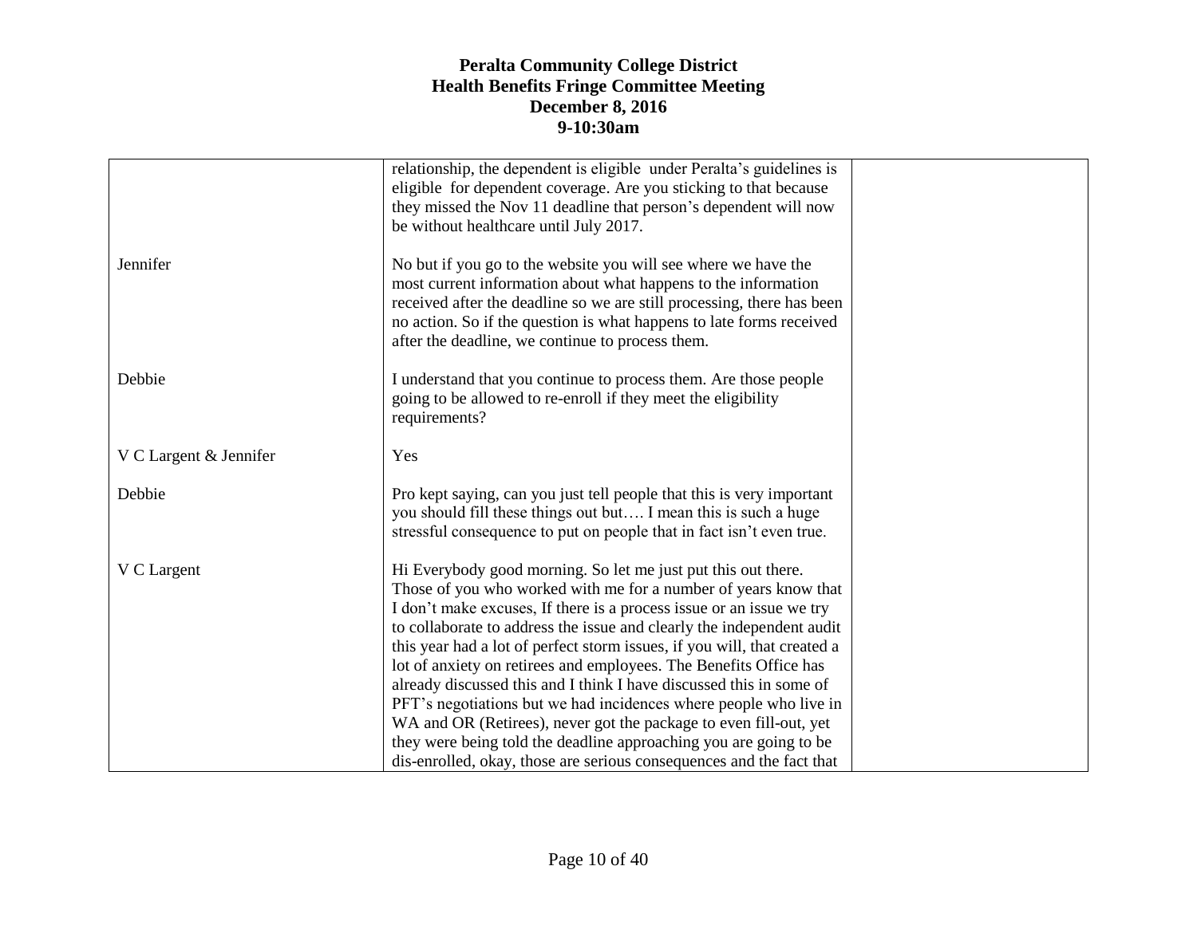| | | |
|---|---|---|
| | relationship, the dependent is eligible under Peralta's guidelines is eligible for dependent coverage. Are you sticking to that because they missed the Nov 11 deadline that person's dependent will now be without healthcare until July 2017. | |
| Jennifer | No but if you go to the website you will see where we have the most current information about what happens to the information received after the deadline so we are still processing, there has been no action. So if the question is what happens to late forms received after the deadline, we continue to process them. | |
| Debbie | I understand that you continue to process them. Are those people going to be allowed to re-enroll if they meet the eligibility requirements? | |
| V C Largent & Jennifer | Yes | |
| Debbie | Pro kept saying, can you just tell people that this is very important you should fill these things out but…. I mean this is such a huge stressful consequence to put on people that in fact isn't even true. | |
| V C Largent | Hi Everybody good morning. So let me just put this out there. Those of you who worked with me for a number of years know that I don't make excuses, If there is a process issue or an issue we try to collaborate to address the issue and clearly the independent audit this year had a lot of perfect storm issues, if you will, that created a lot of anxiety on retirees and employees. The Benefits Office has already discussed this and I think I have discussed this in some of PFT's negotiations but we had incidences where people who live in WA and OR (Retirees), never got the package to even fill-out, yet they were being told the deadline approaching you are going to be dis-enrolled, okay, those are serious consequences and the fact that | |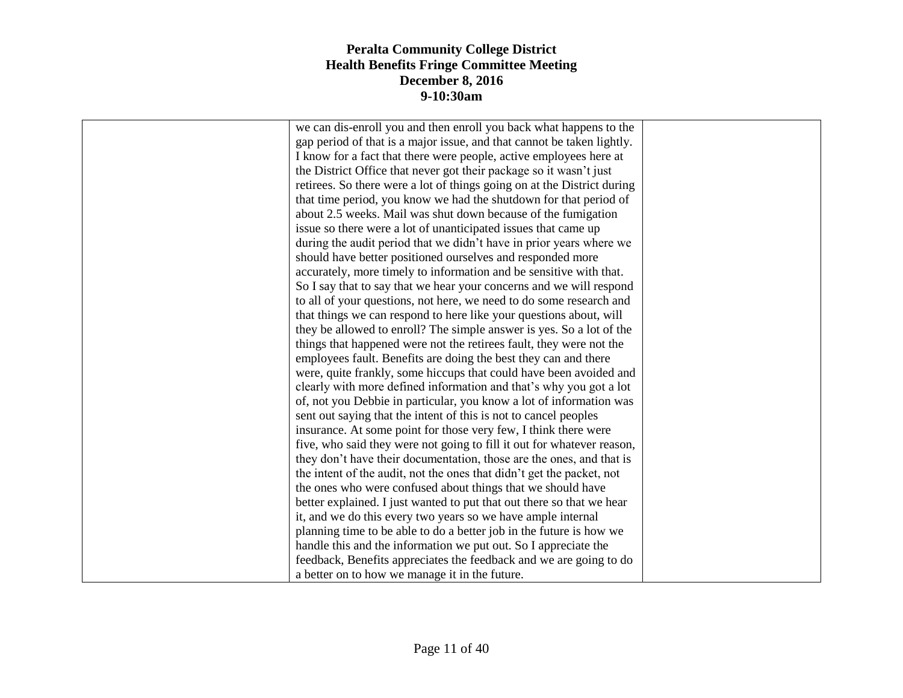# Peralta Community College District
## Health Benefits Fringe Committee Meeting
### December 8, 2016
### 9-10:30am

| | | |
|---|---|---|
| | we can dis-enroll you and then enroll you back what happens to the gap period of that is a major issue, and that cannot be taken lightly. I know for a fact that there were people, active employees here at the District Office that never got their package so it wasn't just retirees. So there were a lot of things going on at the District during that time period, you know we had the shutdown for that period of about 2.5 weeks. Mail was shut down because of the fumigation issue so there were a lot of unanticipated issues that came up during the audit period that we didn't have in prior years where we should have better positioned ourselves and responded more accurately, more timely to information and be sensitive with that. So I say that to say that we hear your concerns and we will respond to all of your questions, not here, we need to do some research and that things we can respond to here like your questions about, will they be allowed to enroll? The simple answer is yes. So a lot of the things that happened were not the retirees fault, they were not the employees fault. Benefits are doing the best they can and there were, quite frankly, some hiccups that could have been avoided and clearly with more defined information and that's why you got a lot of, not you Debbie in particular, you know a lot of information was sent out saying that the intent of this is not to cancel peoples insurance. At some point for those very few, I think there were five, who said they were not going to fill it out for whatever reason, they don't have their documentation, those are the ones, and that is the intent of the audit, not the ones that didn't get the packet, not the ones who were confused about things that we should have better explained. I just wanted to put that out there so that we hear it, and we do this every two years so we have ample internal planning time to be able to do a better job in the future is how we handle this and the information we put out. So I appreciate the feedback, Benefits appreciates the feedback and we are going to do a better on to how we manage it in the future. | |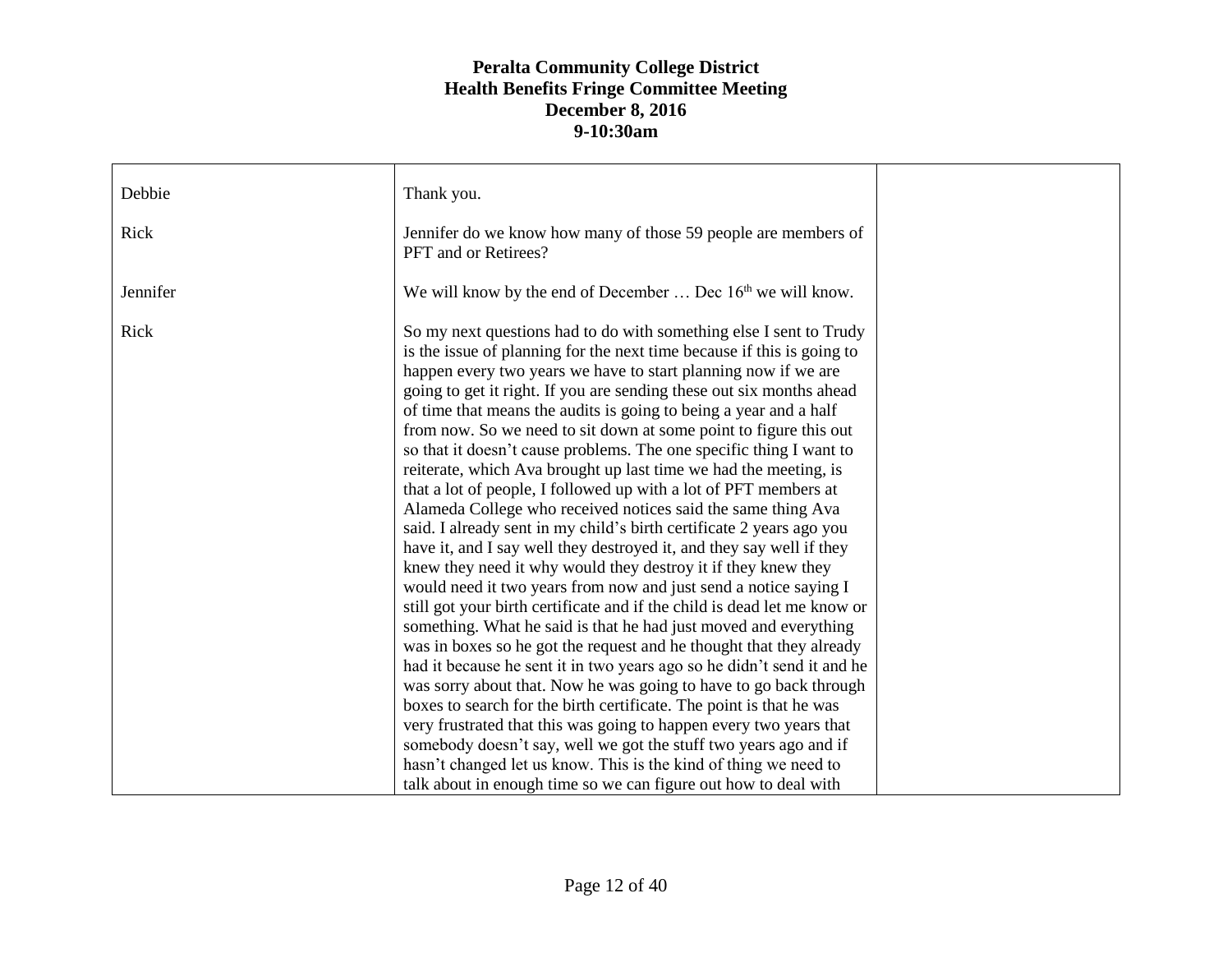**Peralta Community College District**
**Health Benefits Fringe Committee Meeting**
**December 8, 2016**
**9-10:30am**

| | | |
|---|---|---|
| Debbie | Thank you. | |
| Rick | Jennifer do we know how many of those 59 people are members of PFT and or Retirees? | |
| Jennifer | We will know by the end of December … Dec 16th we will know. | |
| Rick | So my next questions had to do with something else I sent to Trudy is the issue of planning for the next time because if this is going to happen every two years we have to start planning now if we are going to get it right. If you are sending these out six months ahead of time that means the audits is going to being a year and a half from now. So we need to sit down at some point to figure this out so that it doesn't cause problems. The one specific thing I want to reiterate, which Ava brought up last time we had the meeting, is that a lot of people, I followed up with a lot of PFT members at Alameda College who received notices said the same thing Ava said. I already sent in my child's birth certificate 2 years ago you have it, and I say well they destroyed it, and they say well if they knew they need it why would they destroy it if they knew they would need it two years from now and just send a notice saying I still got your birth certificate and if the child is dead let me know or something. What he said is that he had just moved and everything was in boxes so he got the request and he thought that they already had it because he sent it in two years ago so he didn't send it and he was sorry about that. Now he was going to have to go back through boxes to search for the birth certificate. The point is that he was very frustrated that this was going to happen every two years that somebody doesn't say, well we got the stuff two years ago and if hasn't changed let us know. This is the kind of thing we need to talk about in enough time so we can figure out how to deal with | |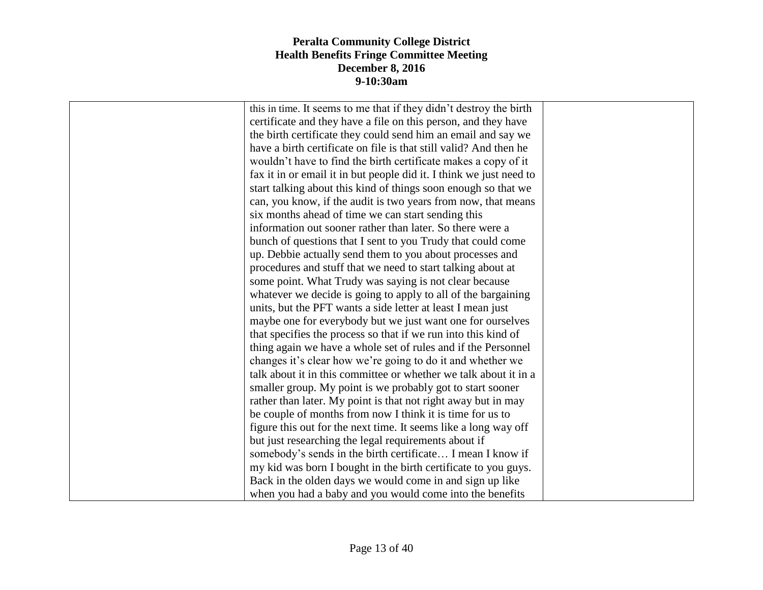| | | |
|---|---|---|
| | this in time. It seems to me that if they didn't destroy the birth certificate and they have a file on this person, and they have the birth certificate they could send him an email and say we have a birth certificate on file is that still valid? And then he wouldn't have to find the birth certificate makes a copy of it fax it in or email it in but people did it. I think we just need to start talking about this kind of things soon enough so that we can, you know, if the audit is two years from now, that means six months ahead of time we can start sending this information out sooner rather than later. So there were a bunch of questions that I sent to you Trudy that could come up. Debbie actually send them to you about processes and procedures and stuff that we need to start talking about at some point. What Trudy was saying is not clear because whatever we decide is going to apply to all of the bargaining units, but the PFT wants a side letter at least I mean just maybe one for everybody but we just want one for ourselves that specifies the process so that if we run into this kind of thing again we have a whole set of rules and if the Personnel changes it's clear how we're going to do it and whether we talk about it in this committee or whether we talk about it in a smaller group. My point is we probably got to start sooner rather than later. My point is that not right away but in may be couple of months from now I think it is time for us to figure this out for the next time. It seems like a long way off but just researching the legal requirements about if somebody's sends in the birth certificate… I mean I know if my kid was born I bought in the birth certificate to you guys. Back in the olden days we would come in and sign up like when you had a baby and you would come into the benefits | |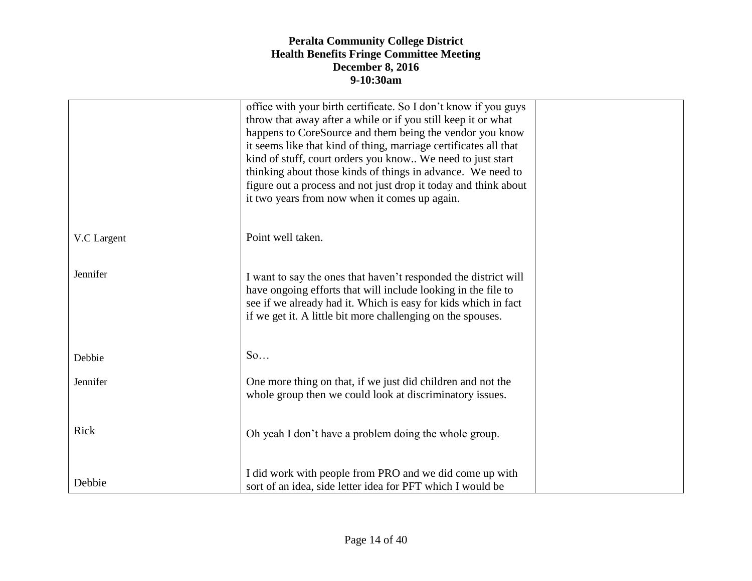**Peralta Community College District**
**Health Benefits Fringe Committee Meeting**
**December 8, 2016**
**9-10:30am**

| | | |
|---|---|---|
| | office with your birth certificate. So I don't know if you guys throw that away after a while or if you still keep it or what happens to CoreSource and them being the vendor you know it seems like that kind of thing, marriage certificates all that kind of stuff, court orders you know.. We need to just start thinking about those kinds of things in advance. We need to figure out a process and not just drop it today and think about it two years from now when it comes up again. | |
| V.C Largent | Point well taken. | |
| Jennifer | I want to say the ones that haven't responded the district will have ongoing efforts that will include looking in the file to see if we already had it. Which is easy for kids which in fact if we get it. A little bit more challenging on the spouses. | |
| Debbie | So… | |
| Jennifer | One more thing on that, if we just did children and not the whole group then we could look at discriminatory issues. | |
| Rick | Oh yeah I don't have a problem doing the whole group. | |
| Debbie | I did work with people from PRO and we did come up with sort of an idea, side letter idea for PFT which I would be | |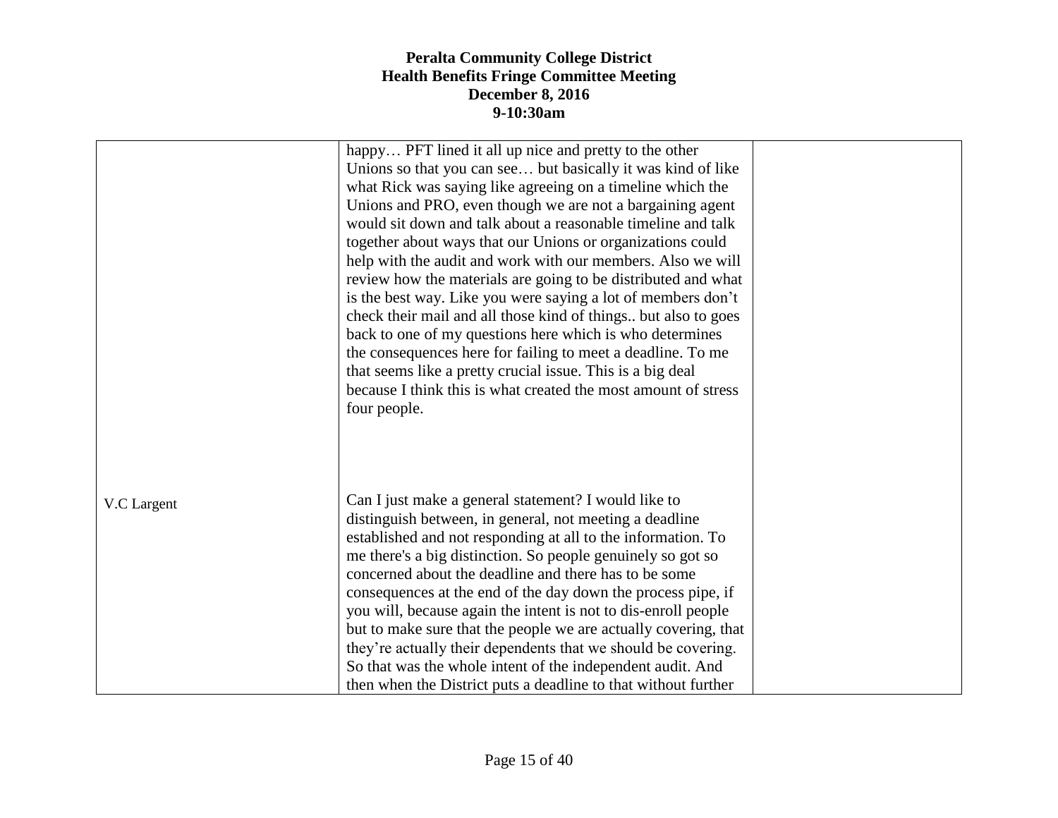| | | |
|---|---|---|
| | happy… PFT lined it all up nice and pretty to the other Unions so that you can see… but basically it was kind of like what Rick was saying like agreeing on a timeline which the Unions and PRO, even though we are not a bargaining agent would sit down and talk about a reasonable timeline and talk together about ways that our Unions or organizations could help with the audit and work with our members. Also we will review how the materials are going to be distributed and what is the best way. Like you were saying a lot of members don't check their mail and all those kind of things.. but also to goes back to one of my questions here which is who determines the consequences here for failing to meet a deadline. To me that seems like a pretty crucial issue. This is a big deal because I think this is what created the most amount of stress four people. | |
| V.C Largent | Can I just make a general statement? I would like to distinguish between, in general, not meeting a deadline established and not responding at all to the information. To me there's a big distinction. So people genuinely so got so concerned about the deadline and there has to be some consequences at the end of the day down the process pipe, if you will, because again the intent is not to dis-enroll people but to make sure that the people we are actually covering, that they're actually their dependents that we should be covering. So that was the whole intent of the independent audit. And then when the District puts a deadline to that without further | |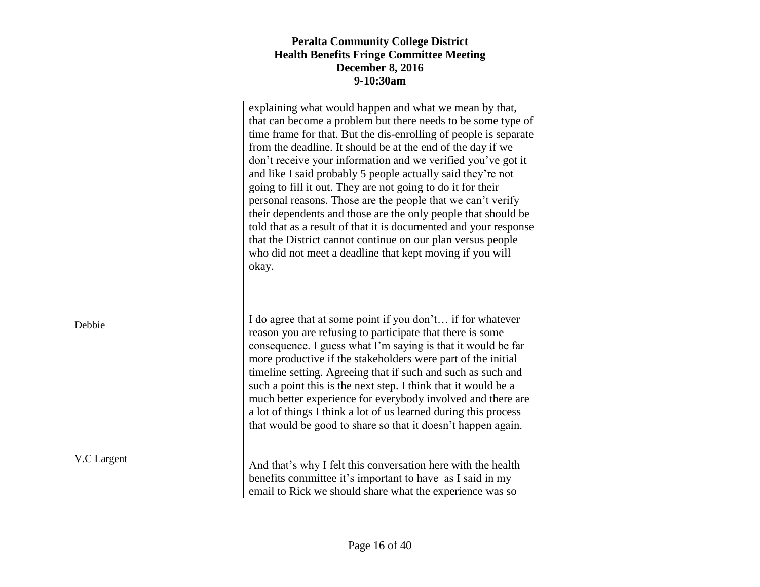**Peralta Community College District**
**Health Benefits Fringe Committee Meeting**
**December 8, 2016**
**9-10:30am**

| | | |
|---|---|---|
| | explaining what would happen and what we mean by that, that can become a problem but there needs to be some type of time frame for that. But the dis-enrolling of people is separate from the deadline. It should be at the end of the day if we don't receive your information and we verified you've got it and like I said probably 5 people actually said they're not going to fill it out. They are not going to do it for their personal reasons. Those are the people that we can't verify their dependents and those are the only people that should be told that as a result of that it is documented and your response that the District cannot continue on our plan versus people who did not meet a deadline that kept moving if you will okay. | |
| Debbie | I do agree that at some point if you don't… if for whatever reason you are refusing to participate that there is some consequence. I guess what I'm saying is that it would be far more productive if the stakeholders were part of the initial timeline setting. Agreeing that if such and such as such and such a point this is the next step. I think that it would be a much better experience for everybody involved and there are a lot of things I think a lot of us learned during this process that would be good to share so that it doesn't happen again. | |
| V.C Largent | And that's why I felt this conversation here with the health benefits committee it's important to have as I said in my email to Rick we should share what the experience was so | |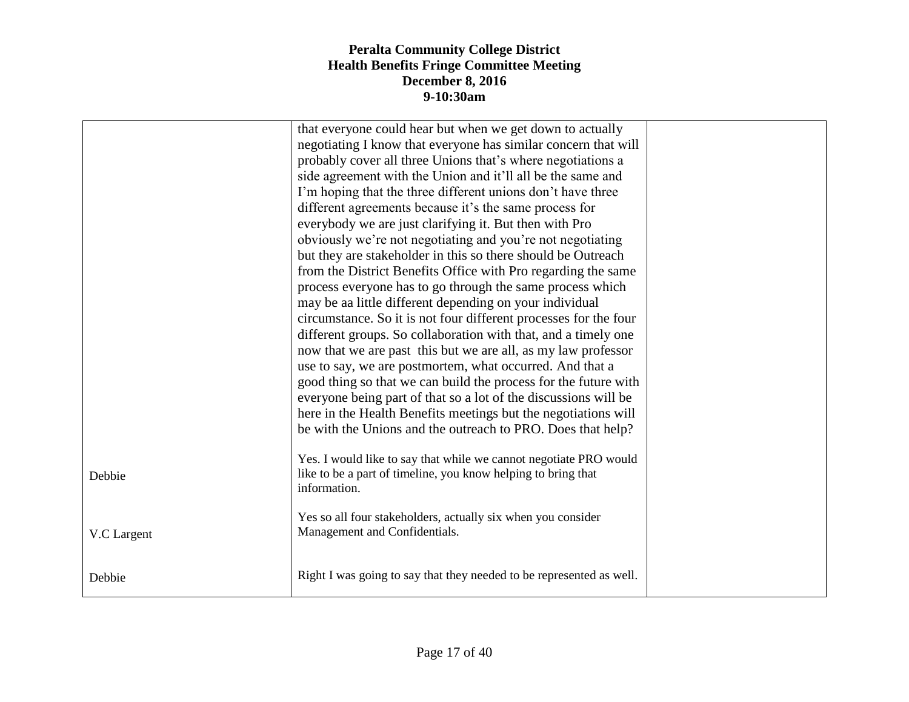| | | |
|---|---|---|
| | that everyone could hear but when we get down to actually negotiating I know that everyone has similar concern that will probably cover all three Unions that's where negotiations a side agreement with the Union and it'll all be the same and I'm hoping that the three different unions don't have three different agreements because it's the same process for everybody we are just clarifying it. But then with Pro obviously we're not negotiating and you're not negotiating but they are stakeholder in this so there should be Outreach from the District Benefits Office with Pro regarding the same process everyone has to go through the same process which may be aa little different depending on your individual circumstance. So it is not four different processes for the four different groups. So collaboration with that, and a timely one now that we are past this but we are all, as my law professor use to say, we are postmortem, what occurred. And that a good thing so that we can build the process for the future with everyone being part of that so a lot of the discussions will be here in the Health Benefits meetings but the negotiations will be with the Unions and the outreach to PRO. Does that help? | |
| Debbie | Yes. I would like to say that while we cannot negotiate PRO would like to be a part of timeline, you know helping to bring that information. | |
| V.C Largent | Yes so all four stakeholders, actually six when you consider Management and Confidentials. | |
| Debbie | Right I was going to say that they needed to be represented as well. | |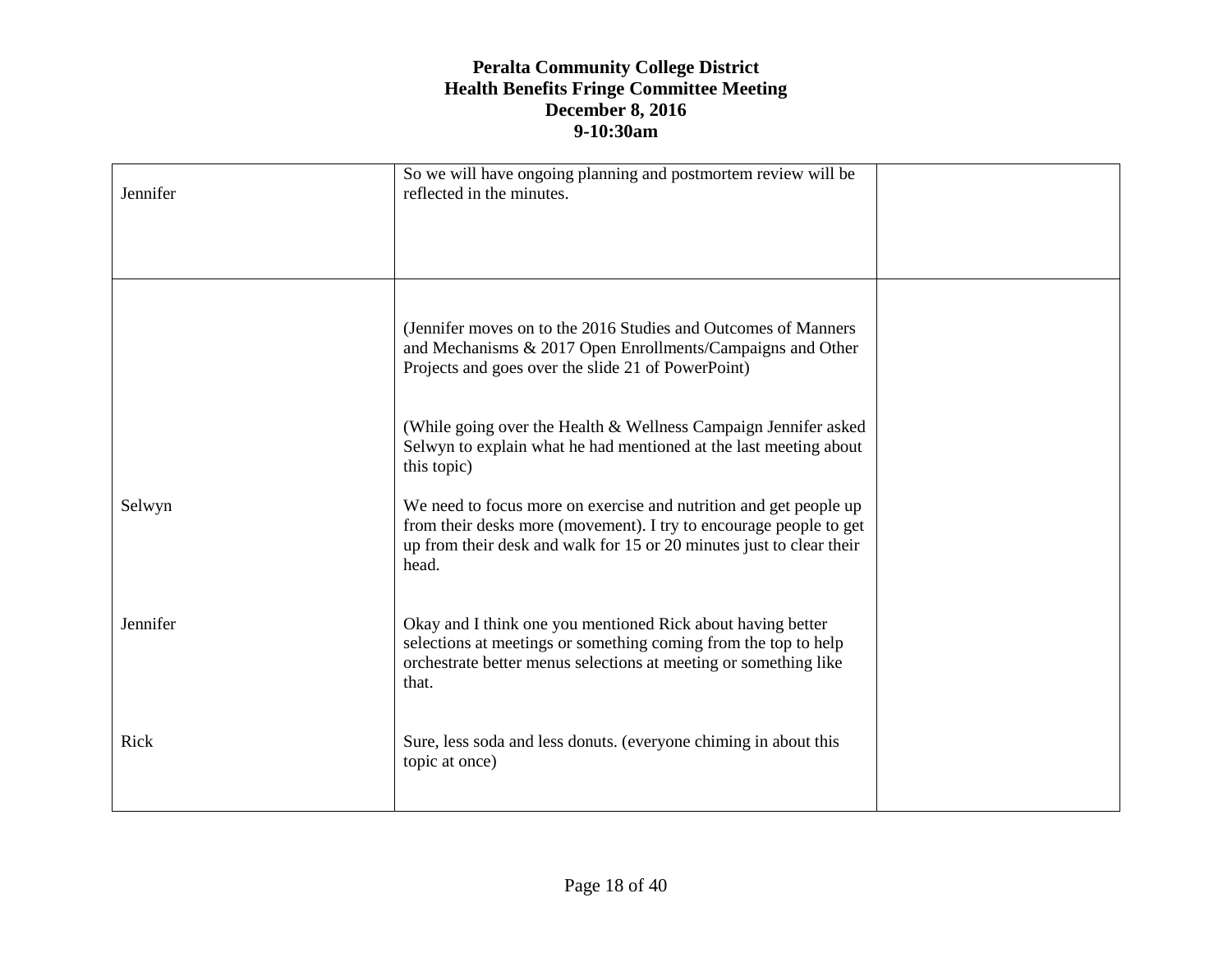**Peralta Community College District**
**Health Benefits Fringe Committee Meeting**
**December 8, 2016**
**9-10:30am**

| | | |
|---|---|---|
| Jennifer | So we will have ongoing planning and postmortem review will be reflected in the minutes. | |
| | (Jennifer moves on to the 2016 Studies and Outcomes of Manners and Mechanisms & 2017 Open Enrollments/Campaigns and Other Projects and goes over the slide 21 of PowerPoint)<br><br>(While going over the Health & Wellness Campaign Jennifer asked Selwyn to explain what he had mentioned at the last meeting about this topic) | |
| Selwyn | We need to focus more on exercise and nutrition and get people up from their desks more (movement). I try to encourage people to get up from their desk and walk for 15 or 20 minutes just to clear their head. | |
| Jennifer | Okay and I think one you mentioned Rick about having better selections at meetings or something coming from the top to help orchestrate better menus selections at meeting or something like that. | |
| Rick | Sure, less soda and less donuts. (everyone chiming in about this topic at once) | |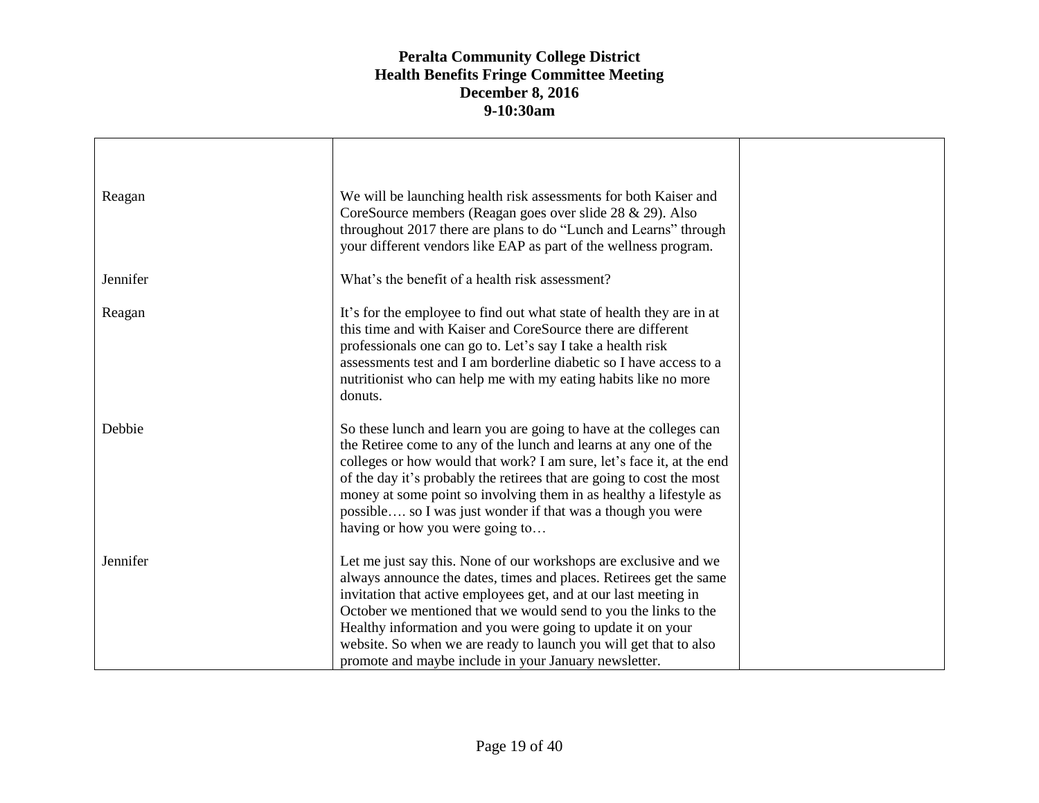**Peralta Community College District**
**Health Benefits Fringe Committee Meeting**
**December 8, 2016**
**9-10:30am**

| | | |
|---|---|---|
| Reagan | We will be launching health risk assessments for both Kaiser and CoreSource members (Reagan goes over slide 28 & 29). Also throughout 2017 there are plans to do "Lunch and Learns" through your different vendors like EAP as part of the wellness program. | |
| Jennifer | What's the benefit of a health risk assessment? | |
| Reagan | It's for the employee to find out what state of health they are in at this time and with Kaiser and CoreSource there are different professionals one can go to. Let's say I take a health risk assessments test and I am borderline diabetic so I have access to a nutritionist who can help me with my eating habits like no more donuts. | |
| Debbie | So these lunch and learn you are going to have at the colleges can the Retiree come to any of the lunch and learns at any one of the colleges or how would that work? I am sure, let's face it, at the end of the day it's probably the retirees that are going to cost the most money at some point so involving them in as healthy a lifestyle as possible…. so I was just wonder if that was a though you were having or how you were going to… | |
| Jennifer | Let me just say this. None of our workshops are exclusive and we always announce the dates, times and places. Retirees get the same invitation that active employees get, and at our last meeting in October we mentioned that we would send to you the links to the Healthy information and you were going to update it on your website. So when we are ready to launch you will get that to also promote and maybe include in your January newsletter. | |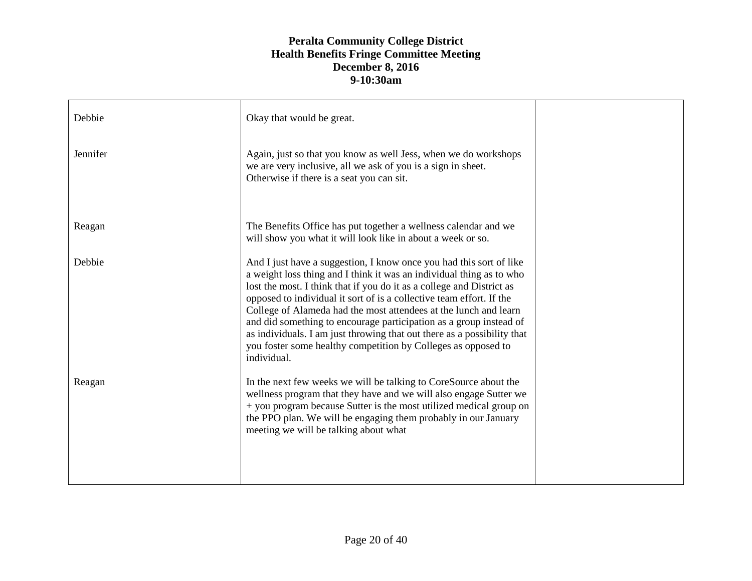**Peralta Community College District**
**Health Benefits Fringe Committee Meeting**
**December 8, 2016**
**9-10:30am**

| | | |
|---|---|---|
| Debbie | Okay that would be great. | |
| Jennifer | Again, just so that you know as well Jess, when we do workshops we are very inclusive, all we ask of you is a sign in sheet. Otherwise if there is a seat you can sit. | |
| Reagan | The Benefits Office has put together a wellness calendar and we will show you what it will look like in about a week or so. | |
| Debbie | And I just have a suggestion, I know once you had this sort of like a weight loss thing and I think it was an individual thing as to who lost the most. I think that if you do it as a college and District as opposed to individual it sort of is a collective team effort. If the College of Alameda had the most attendees at the lunch and learn and did something to encourage participation as a group instead of as individuals. I am just throwing that out there as a possibility that you foster some healthy competition by Colleges as opposed to individual. | |
| Reagan | In the next few weeks we will be talking to CoreSource about the wellness program that they have and we will also engage Sutter we + you program because Sutter is the most utilized medical group on the PPO plan. We will be engaging them probably in our January meeting we will be talking about what | |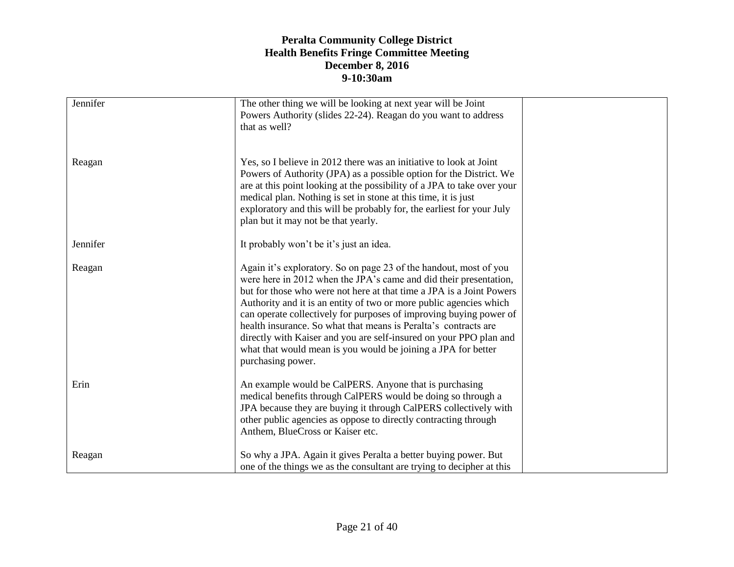**Peralta Community College District**
**Health Benefits Fringe Committee Meeting**
**December 8, 2016**
**9-10:30am**

| | | |
|---|---|---|
| Jennifer | The other thing we will be looking at next year will be Joint Powers Authority (slides 22-24). Reagan do you want to address that as well? | |
| Reagan | Yes, so I believe in 2012 there was an initiative to look at Joint Powers of Authority (JPA) as a possible option for the District. We are at this point looking at the possibility of a JPA to take over your medical plan. Nothing is set in stone at this time, it is just exploratory and this will be probably for, the earliest for your July plan but it may not be that yearly. | |
| Jennifer | It probably won't be it's just an idea. | |
| Reagan | Again it's exploratory. So on page 23 of the handout, most of you were here in 2012 when the JPA's came and did their presentation, but for those who were not here at that time a JPA is a Joint Powers Authority and it is an entity of two or more public agencies which can operate collectively for purposes of improving buying power of health insurance. So what that means is Peralta's contracts are directly with Kaiser and you are self-insured on your PPO plan and what that would mean is you would be joining a JPA for better purchasing power. | |
| Erin | An example would be CalPERS. Anyone that is purchasing medical benefits through CalPERS would be doing so through a JPA because they are buying it through CalPERS collectively with other public agencies as oppose to directly contracting through Anthem, BlueCross or Kaiser etc. | |
| Reagan | So why a JPA. Again it gives Peralta a better buying power. But one of the things we as the consultant are trying to decipher at this | |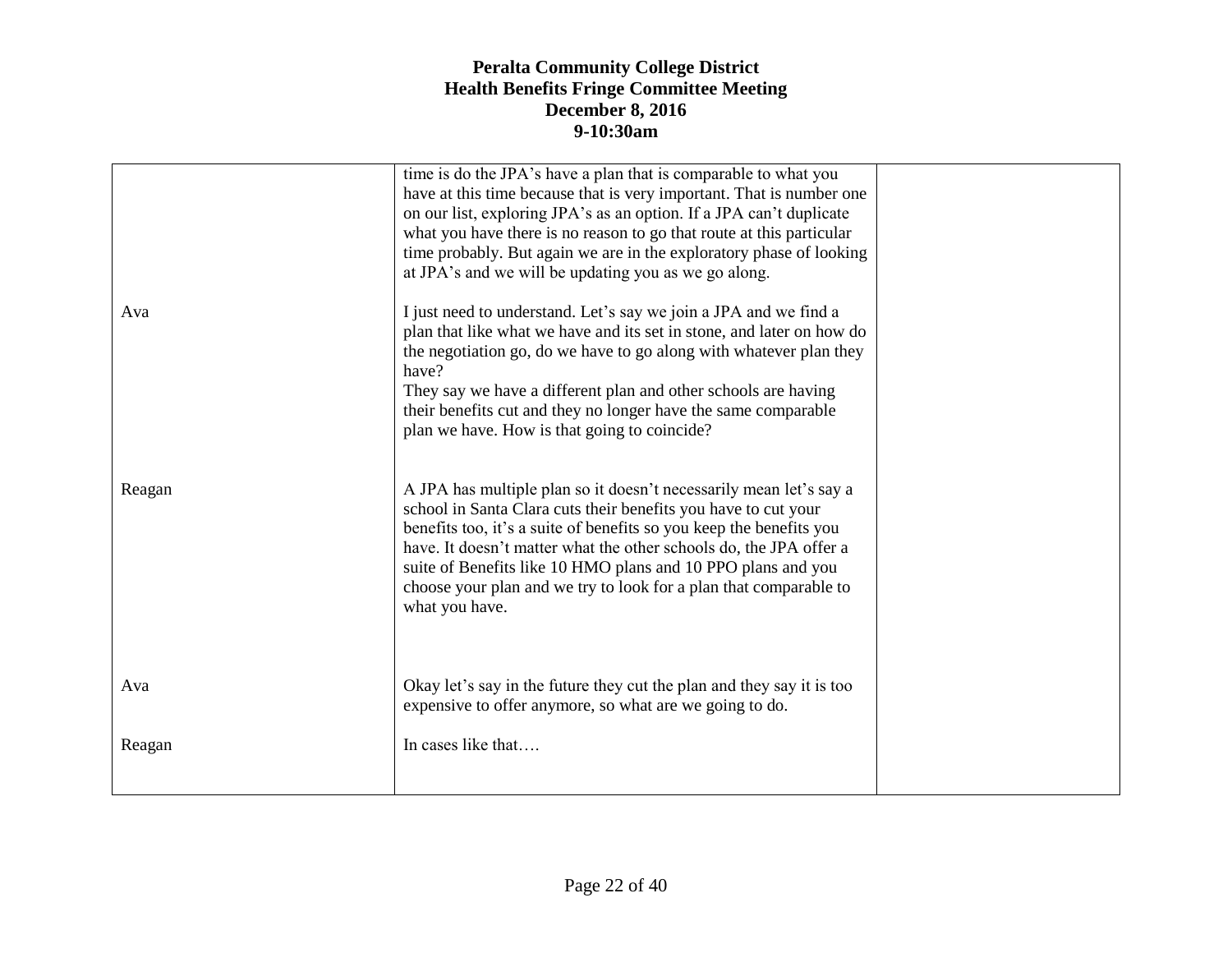| | | |
|---|---|---|
| | time is do the JPA's have a plan that is comparable to what you have at this time because that is very important. That is number one on our list, exploring JPA's as an option. If a JPA can't duplicate what you have there is no reason to go that route at this particular time probably. But again we are in the exploratory phase of looking at JPA's and we will be updating you as we go along. | |
| Ava | I just need to understand. Let's say we join a JPA and we find a plan that like what we have and its set in stone, and later on how do the negotiation go, do we have to go along with whatever plan they have?<br>They say we have a different plan and other schools are having their benefits cut and they no longer have the same comparable plan we have. How is that going to coincide? | |
| Reagan | A JPA has multiple plan so it doesn't necessarily mean let's say a school in Santa Clara cuts their benefits you have to cut your benefits too, it's a suite of benefits so you keep the benefits you have. It doesn't matter what the other schools do, the JPA offer a suite of Benefits like 10 HMO plans and 10 PPO plans and you choose your plan and we try to look for a plan that comparable to what you have. | |
| Ava | Okay let's say in the future they cut the plan and they say it is too expensive to offer anymore, so what are we going to do. | |
| Reagan | In cases like that…. | |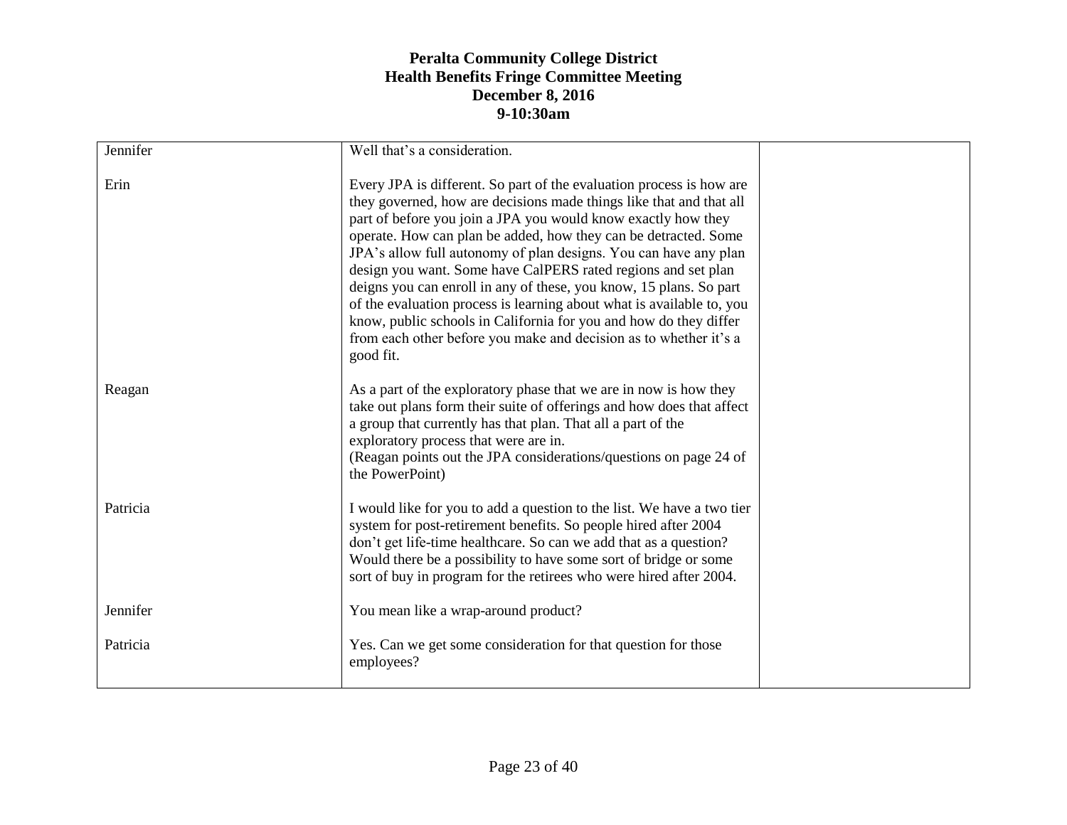**Peralta Community College District**
**Health Benefits Fringe Committee Meeting**
**December 8, 2016**
**9-10:30am**

| | | |
|---|---|---|
| Jennifer | Well that’s a consideration. | |
| Erin | Every JPA is different. So part of the evaluation process is how are they governed, how are decisions made things like that and that all part of before you join a JPA you would know exactly how they operate. How can plan be added, how they can be detracted. Some JPA’s allow full autonomy of plan designs. You can have any plan design you want. Some have CalPERS rated regions and set plan deigns you can enroll in any of these, you know, 15 plans. So part of the evaluation process is learning about what is available to, you know, public schools in California for you and how do they differ from each other before you make and decision as to whether it’s a good fit. | |
| Reagan | As a part of the exploratory phase that we are in now is how they take out plans form their suite of offerings and how does that affect a group that currently has that plan. That all a part of the exploratory process that were are in.<br>(Reagan points out the JPA considerations/questions on page 24 of the PowerPoint) | |
| Patricia | I would like for you to add a question to the list. We have a two tier system for post-retirement benefits. So people hired after 2004 don’t get life-time healthcare. So can we add that as a question? Would there be a possibility to have some sort of bridge or some sort of buy in program for the retirees who were hired after 2004. | |
| Jennifer | You mean like a wrap-around product? | |
| Patricia | Yes. Can we get some consideration for that question for those employees? | |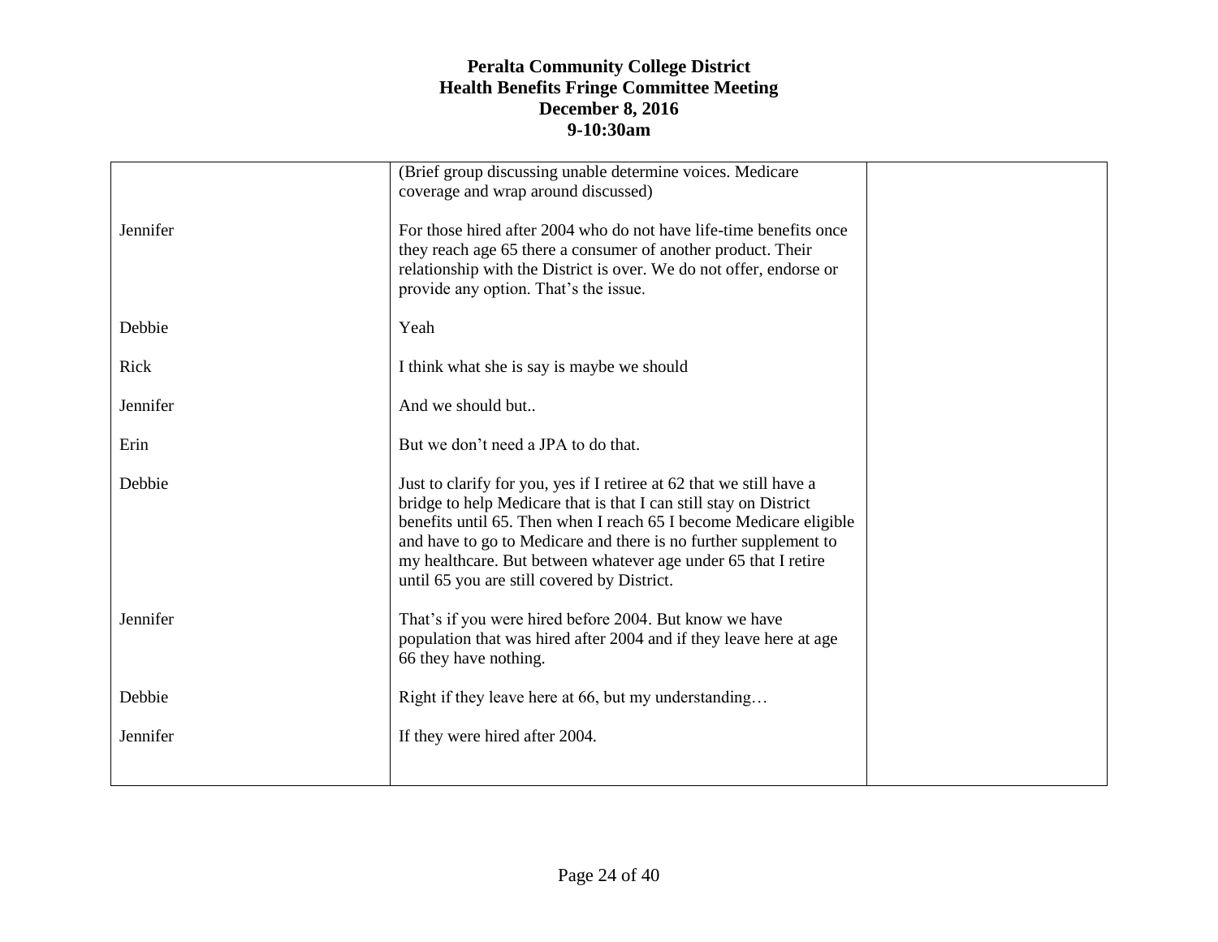**Peralta Community College District**
**Health Benefits Fringe Committee Meeting**
**December 8, 2016**
**9-10:30am**

| | | |
|---|---|---|
| | (Brief group discussing unable determine voices. Medicare coverage and wrap around discussed) | |
| Jennifer | For those hired after 2004 who do not have life-time benefits once they reach age 65 there a consumer of another product. Their relationship with the District is over. We do not offer, endorse or provide any option. That's the issue. | |
| Debbie | Yeah | |
| Rick | I think what she is say is maybe we should | |
| Jennifer | And we should but.. | |
| Erin | But we don't need a JPA to do that. | |
| Debbie | Just to clarify for you, yes if I retiree at 62 that we still have a bridge to help Medicare that is that I can still stay on District benefits until 65. Then when I reach 65 I become Medicare eligible and have to go to Medicare and there is no further supplement to my healthcare. But between whatever age under 65 that I retire until 65 you are still covered by District. | |
| Jennifer | That's if you were hired before 2004. But know we have population that was hired after 2004 and if they leave here at age 66 they have nothing. | |
| Debbie | Right if they leave here at 66, but my understanding… | |
| Jennifer | If they were hired after 2004. | |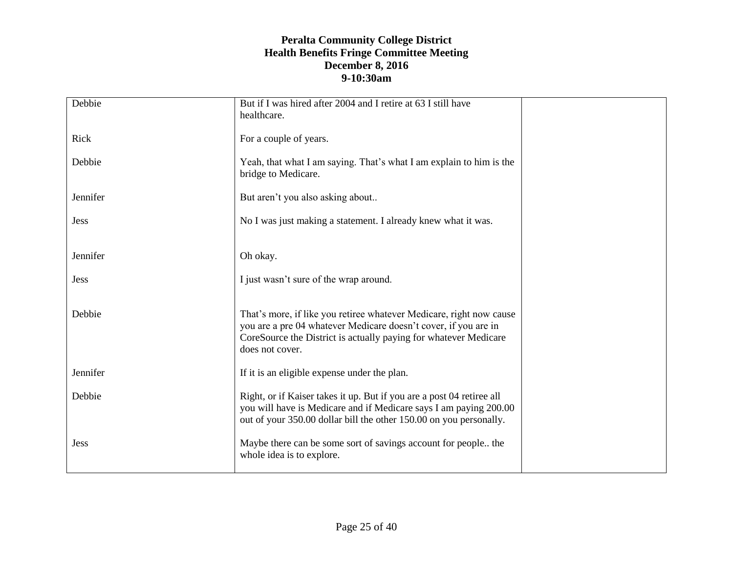**Peralta Community College District**
**Health Benefits Fringe Committee Meeting**
**December 8, 2016**
**9-10:30am**

| | | |
|---|---|---|
| Debbie | But if I was hired after 2004 and I retire at 63 I still have healthcare. | |
| Rick | For a couple of years. | |
| Debbie | Yeah, that what I am saying. That's what I am explain to him is the bridge to Medicare. | |
| Jennifer | But aren't you also asking about.. | |
| Jess | No I was just making a statement. I already knew what it was. | |
| Jennifer | Oh okay. | |
| Jess | I just wasn't sure of the wrap around. | |
| Debbie | That's more, if like you retiree whatever Medicare, right now cause you are a pre 04 whatever Medicare doesn't cover, if you are in CoreSource the District is actually paying for whatever Medicare does not cover. | |
| Jennifer | If it is an eligible expense under the plan. | |
| Debbie | Right, or if Kaiser takes it up. But if you are a post 04 retiree all you will have is Medicare and if Medicare says I am paying 200.00 out of your 350.00 dollar bill the other 150.00 on you personally. | |
| Jess | Maybe there can be some sort of savings account for people.. the whole idea is to explore. | |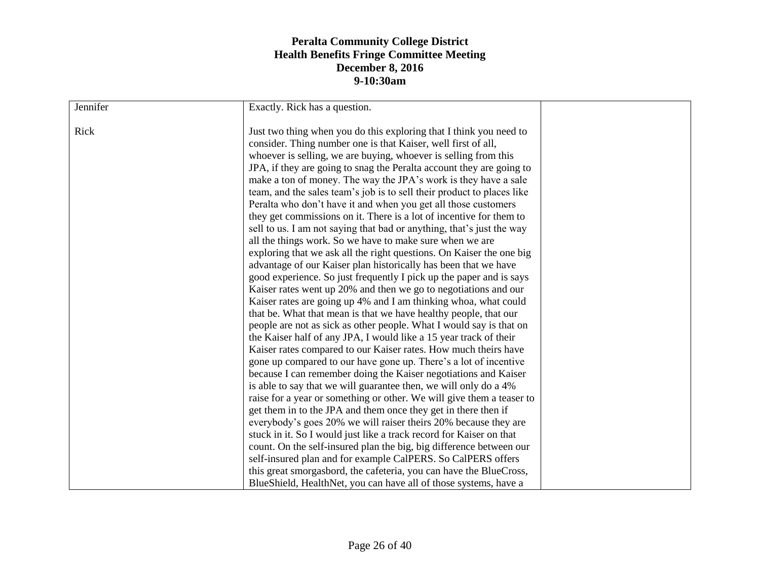**Peralta Community College District**
**Health Benefits Fringe Committee Meeting**
**December 8, 2016**
**9-10:30am**

| | | |
|---|---|---|
| Jennifer<br><br>Rick | Exactly. Rick has a question.<br><br>Just two thing when you do this exploring that I think you need to consider. Thing number one is that Kaiser, well first of all, whoever is selling, we are buying, whoever is selling from this JPA, if they are going to snag the Peralta account they are going to make a ton of money. The way the JPA's work is they have a sale team, and the sales team's job is to sell their product to places like Peralta who don't have it and when you get all those customers they get commissions on it. There is a lot of incentive for them to sell to us. I am not saying that bad or anything, that's just the way all the things work. So we have to make sure when we are exploring that we ask all the right questions. On Kaiser the one big advantage of our Kaiser plan historically has been that we have good experience. So just frequently I pick up the paper and is says Kaiser rates went up 20% and then we go to negotiations and our Kaiser rates are going up 4% and I am thinking whoa, what could that be. What that mean is that we have healthy people, that our people are not as sick as other people. What I would say is that on the Kaiser half of any JPA, I would like a 15 year track of their Kaiser rates compared to our Kaiser rates. How much theirs have gone up compared to our have gone up. There's a lot of incentive because I can remember doing the Kaiser negotiations and Kaiser is able to say that we will guarantee then, we will only do a 4% raise for a year or something or other. We will give them a teaser to get them in to the JPA and them once they get in there then if everybody's goes 20% we will raiser theirs 20% because they are stuck in it. So I would just like a track record for Kaiser on that count. On the self-insured plan the big, big difference between our self-insured plan and for example CalPERS. So CalPERS offers this great smorgasbord, the cafeteria, you can have the BlueCross, BlueShield, HealthNet, you can have all of those systems, have a | |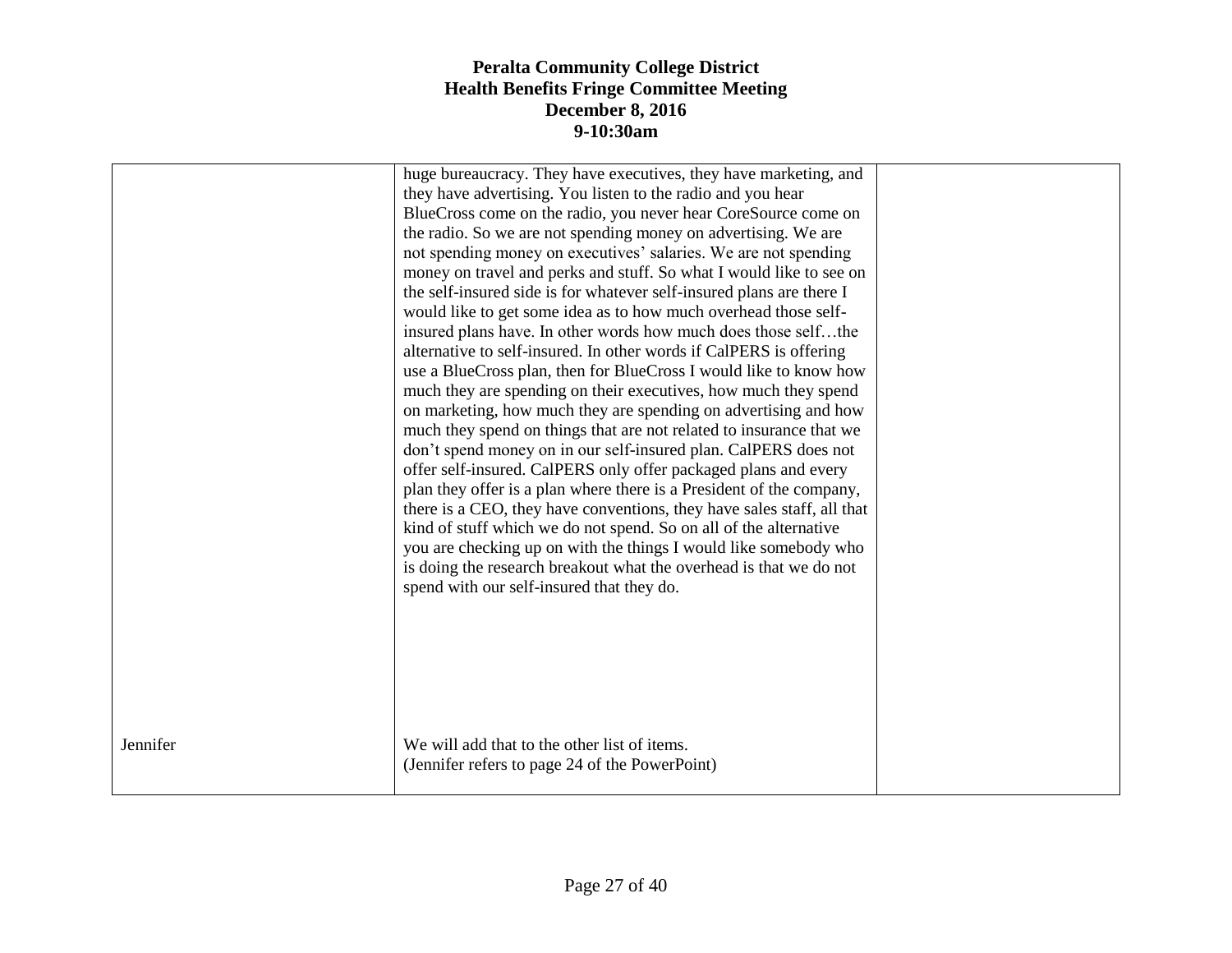| | | |
|---|---|---|
| | huge bureaucracy. They have executives, they have marketing, and they have advertising. You listen to the radio and you hear BlueCross come on the radio, you never hear CoreSource come on the radio. So we are not spending money on advertising. We are not spending money on executives' salaries. We are not spending money on travel and perks and stuff. So what I would like to see on the self-insured side is for whatever self-insured plans are there I would like to get some idea as to how much overhead those self-insured plans have. In other words how much does those self…the alternative to self-insured. In other words if CalPERS is offering use a BlueCross plan, then for BlueCross I would like to know how much they are spending on their executives, how much they spend on marketing, how much they are spending on advertising and how much they spend on things that are not related to insurance that we don't spend money on in our self-insured plan. CalPERS does not offer self-insured. CalPERS only offer packaged plans and every plan they offer is a plan where there is a President of the company, there is a CEO, they have conventions, they have sales staff, all that kind of stuff which we do not spend. So on all of the alternative you are checking up on with the things I would like somebody who is doing the research breakout what the overhead is that we do not spend with our self-insured that they do. | |
| Jennifer | We will add that to the other list of items.<br>(Jennifer refers to page 24 of the PowerPoint) | |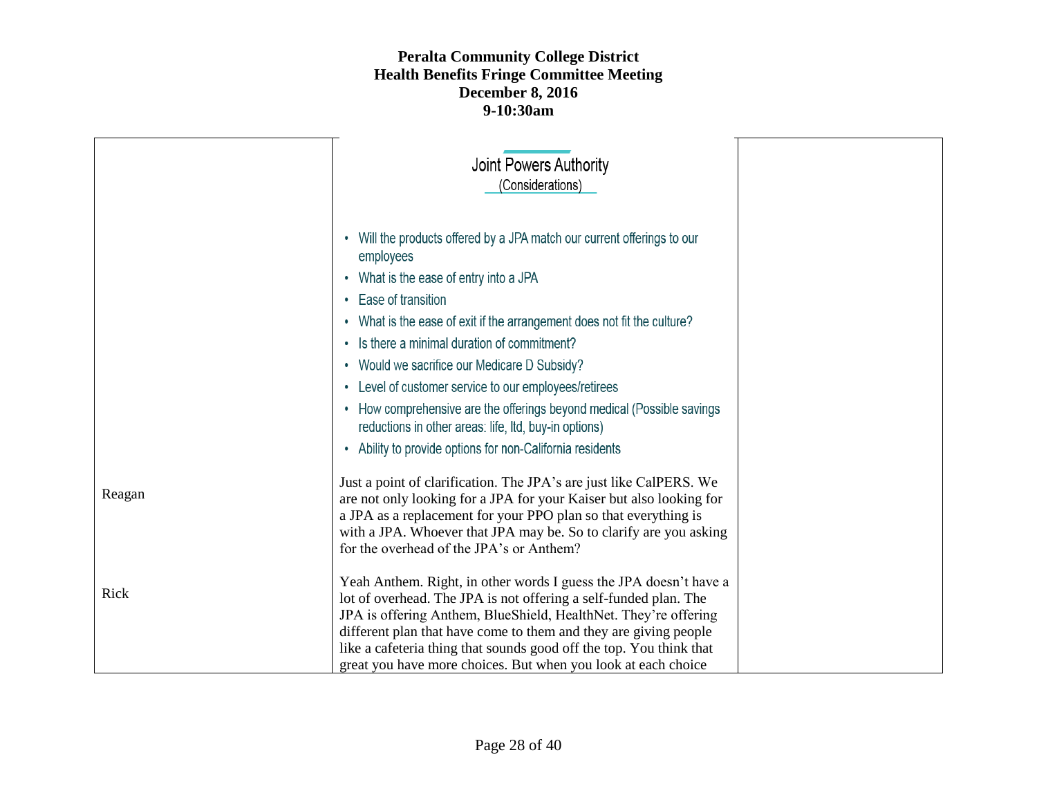**Peralta Community College District**
**Health Benefits Fringe Committee Meeting**
**December 8, 2016**
**9-10:30am**

| | | |
|---|---|---|
| | **Joint Powers Authority** (Considerations)<br><br>• Will the products offered by a JPA match our current offerings to our employees<br>• What is the ease of entry into a JPA<br>• Ease of transition<br>• What is the ease of exit if the arrangement does not fit the culture?<br>• Is there a minimal duration of commitment?<br>• Would we sacrifice our Medicare D Subsidy?<br>• Level of customer service to our employees/retirees<br>• How comprehensive are the offerings beyond medical (Possible savings reductions in other areas: life, ltd, buy-in options)<br>• Ability to provide options for non-California residents | |
| Reagan | Just a point of clarification. The JPA's are just like CalPERS. We are not only looking for a JPA for your Kaiser but also looking for a JPA as a replacement for your PPO plan so that everything is with a JPA. Whoever that JPA may be. So to clarify are you asking for the overhead of the JPA's or Anthem? | |
| Rick | Yeah Anthem. Right, in other words I guess the JPA doesn't have a lot of overhead. The JPA is not offering a self-funded plan. The JPA is offering Anthem, BlueShield, HealthNet. They're offering different plan that have come to them and they are giving people like a cafeteria thing that sounds good off the top. You think that great you have more choices. But when you look at each choice | |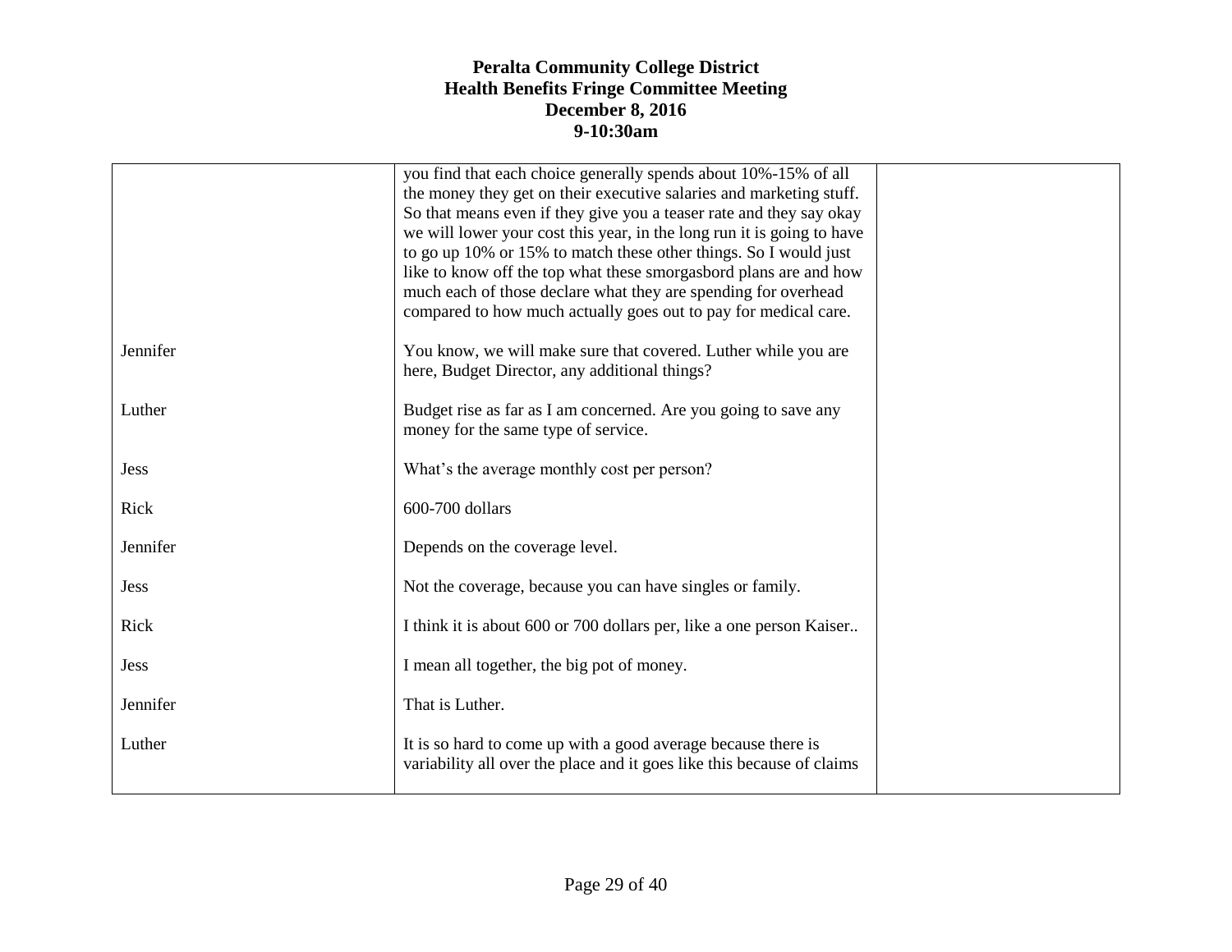**Peralta Community College District**
**Health Benefits Fringe Committee Meeting**
**December 8, 2016**
**9-10:30am**

| | | |
|---|---|---|
| | you find that each choice generally spends about 10%-15% of all the money they get on their executive salaries and marketing stuff. So that means even if they give you a teaser rate and they say okay we will lower your cost this year, in the long run it is going to have to go up 10% or 15% to match these other things. So I would just like to know off the top what these smorgasbord plans are and how much each of those declare what they are spending for overhead compared to how much actually goes out to pay for medical care. | |
| Jennifer | You know, we will make sure that covered. Luther while you are here, Budget Director, any additional things? | |
| Luther | Budget rise as far as I am concerned. Are you going to save any money for the same type of service. | |
| Jess | What's the average monthly cost per person? | |
| Rick | 600-700 dollars | |
| Jennifer | Depends on the coverage level. | |
| Jess | Not the coverage, because you can have singles or family. | |
| Rick | I think it is about 600 or 700 dollars per, like a one person Kaiser.. | |
| Jess | I mean all together, the big pot of money. | |
| Jennifer | That is Luther. | |
| Luther | It is so hard to come up with a good average because there is variability all over the place and it goes like this because of claims | |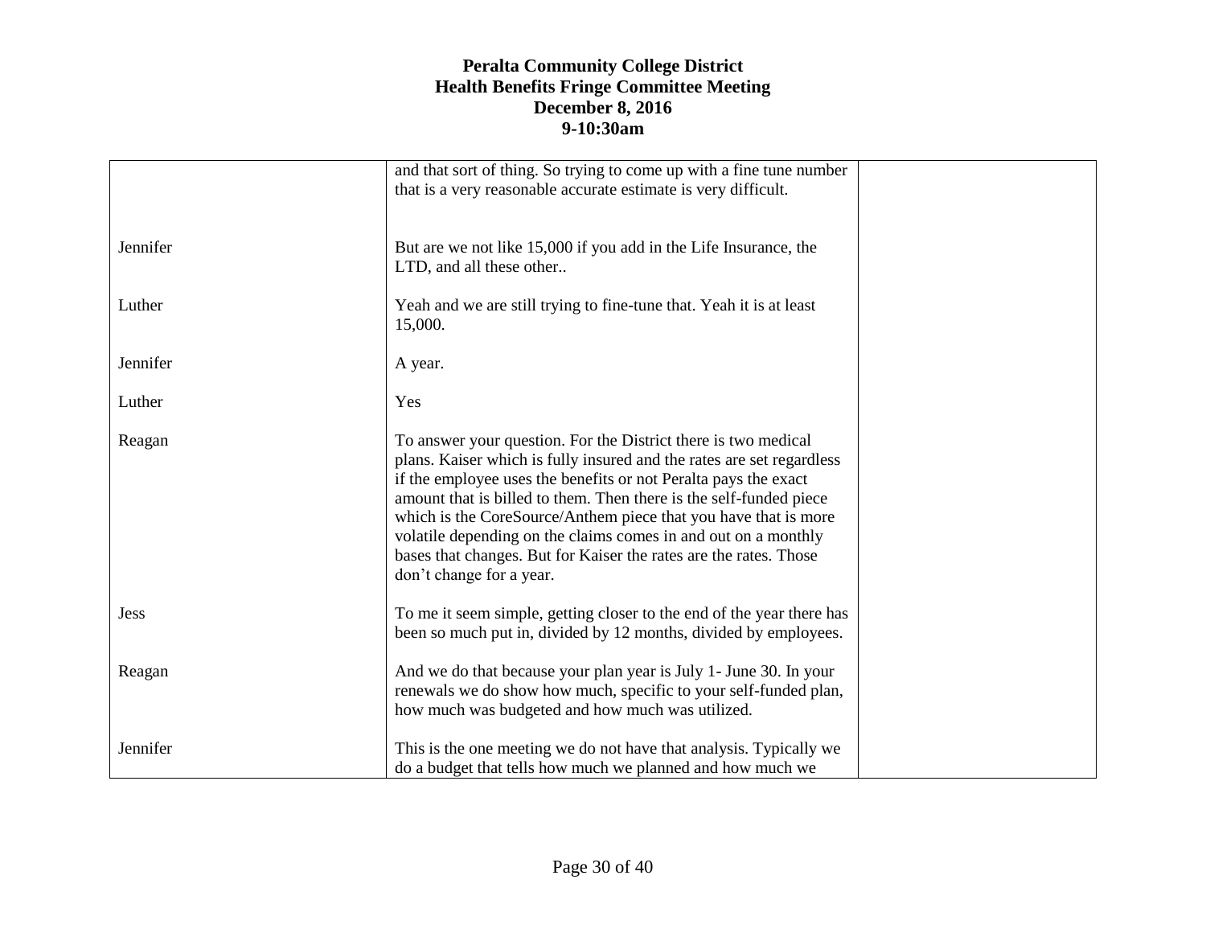**Peralta Community College District**
**Health Benefits Fringe Committee Meeting**
**December 8, 2016**
**9-10:30am**

| | | |
|---|---|---|
| | and that sort of thing. So trying to come up with a fine tune number that is a very reasonable accurate estimate is very difficult. | |
| Jennifer | But are we not like 15,000 if you add in the Life Insurance, the LTD, and all these other.. | |
| Luther | Yeah and we are still trying to fine-tune that. Yeah it is at least 15,000. | |
| Jennifer | A year. | |
| Luther | Yes | |
| Reagan | To answer your question. For the District there is two medical plans. Kaiser which is fully insured and the rates are set regardless if the employee uses the benefits or not Peralta pays the exact amount that is billed to them. Then there is the self-funded piece which is the CoreSource/Anthem piece that you have that is more volatile depending on the claims comes in and out on a monthly bases that changes. But for Kaiser the rates are the rates. Those don't change for a year. | |
| Jess | To me it seem simple, getting closer to the end of the year there has been so much put in, divided by 12 months, divided by employees. | |
| Reagan | And we do that because your plan year is July 1- June 30. In your renewals we do show how much, specific to your self-funded plan, how much was budgeted and how much was utilized. | |
| Jennifer | This is the one meeting we do not have that analysis. Typically we do a budget that tells how much we planned and how much we | |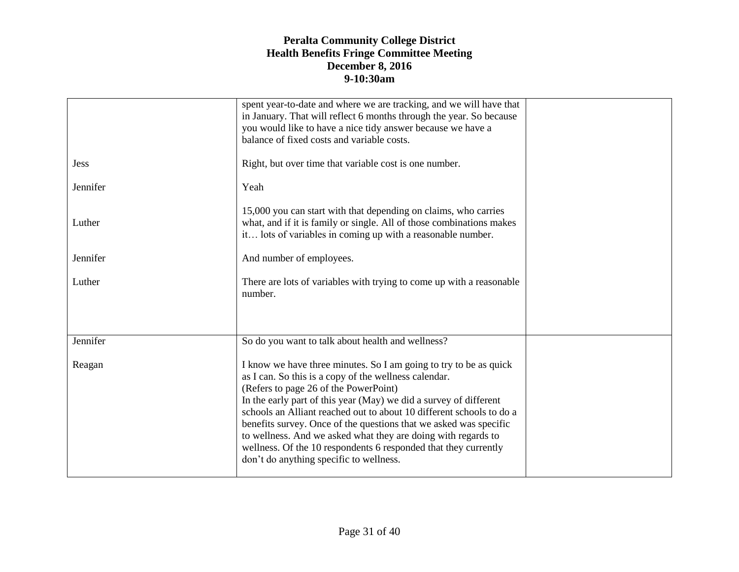**Peralta Community College District**
**Health Benefits Fringe Committee Meeting**
**December 8, 2016**
**9-10:30am**

| | | |
|---|---|---|
| | spent year-to-date and where we are tracking, and we will have that in January. That will reflect 6 months through the year. So because you would like to have a nice tidy answer because we have a balance of fixed costs and variable costs. | |
| Jess | Right, but over time that variable cost is one number. | |
| Jennifer | Yeah | |
| Luther | 15,000 you can start with that depending on claims, who carries what, and if it is family or single. All of those combinations makes it… lots of variables in coming up with a reasonable number. | |
| Jennifer | And number of employees. | |
| Luther | There are lots of variables with trying to come up with a reasonable number. | |
| Jennifer | So do you want to talk about health and wellness? | |
| Reagan | I know we have three minutes. So I am going to try to be as quick as I can. So this is a copy of the wellness calendar.<br>(Refers to page 26 of the PowerPoint)<br>In the early part of this year (May) we did a survey of different schools an Alliant reached out to about 10 different schools to do a benefits survey. Once of the questions that we asked was specific to wellness. And we asked what they are doing with regards to wellness. Of the 10 respondents 6 responded that they currently don't do anything specific to wellness. | |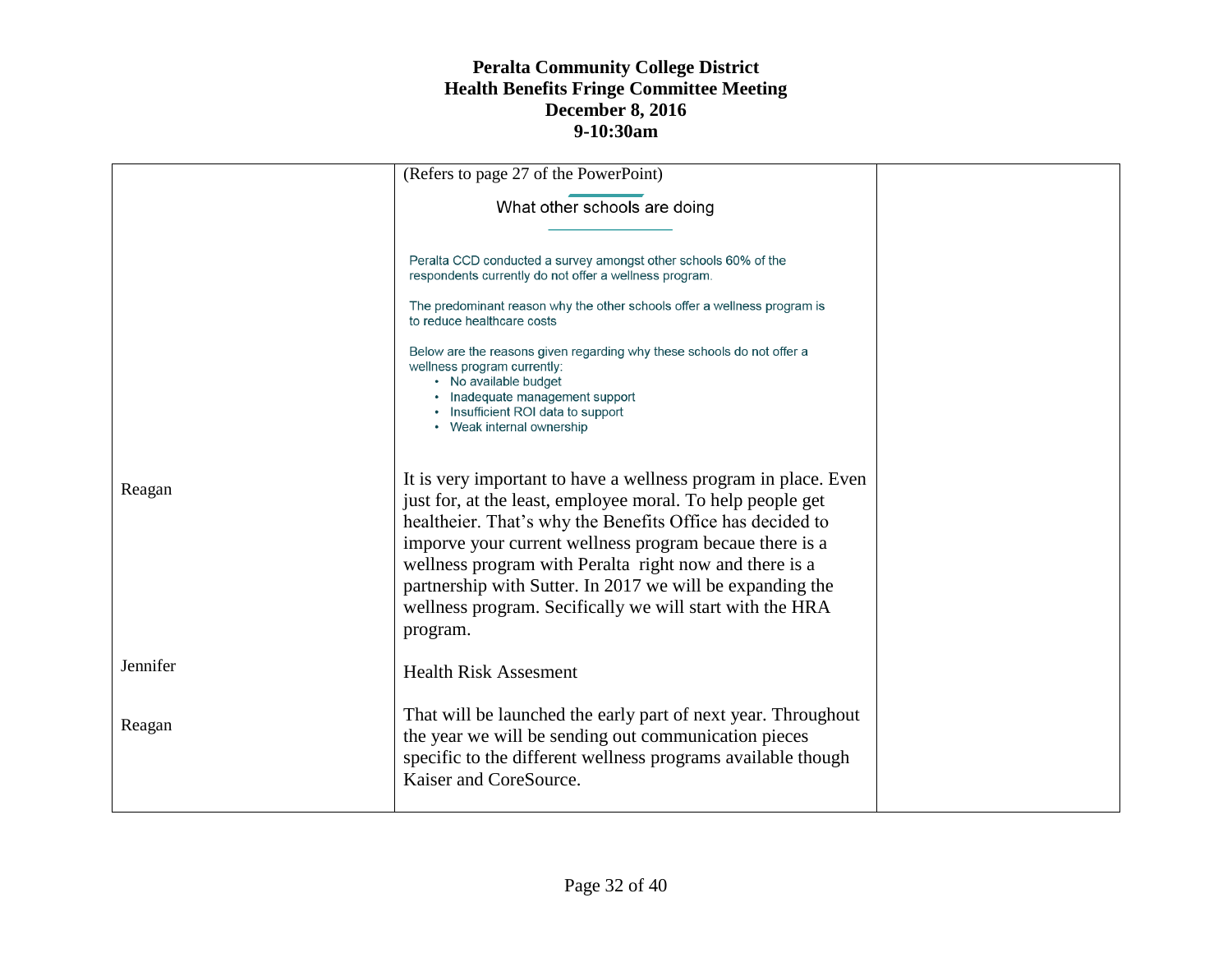# Peralta Community College District
## Health Benefits Fringe Committee Meeting
## December 8, 2016
## 9-10:30am

| | | |
|---|---|---|
| | (Refers to page 27 of the PowerPoint)<br><br>What other schools are doing<br><br>Peralta CCD conducted a survey amongst other schools 60% of the respondents currently do not offer a wellness program.<br><br>The predominant reason why the other schools offer a wellness program is to reduce healthcare costs<br><br>Below are the reasons given regarding why these schools do not offer a wellness program currently:<br>• No available budget<br>• Inadequate management support<br>• Insufficient ROI data to support<br>• Weak internal ownership | |
| Reagan | It is very important to have a wellness program in place. Even just for, at the least, employee moral. To help people get healtheier. That's why the Benefits Office has decided to imporve your current wellness program becaue there is a wellness program with Peralta right now and there is a partnership with Sutter. In 2017 we will be expanding the wellness program. Secifically we will start with the HRA program. | |
| Jennifer | Health Risk Assesment | |
| Reagan | That will be launched the early part of next year. Throughout the year we will be sending out communication pieces specific to the different wellness programs available though Kaiser and CoreSource. | |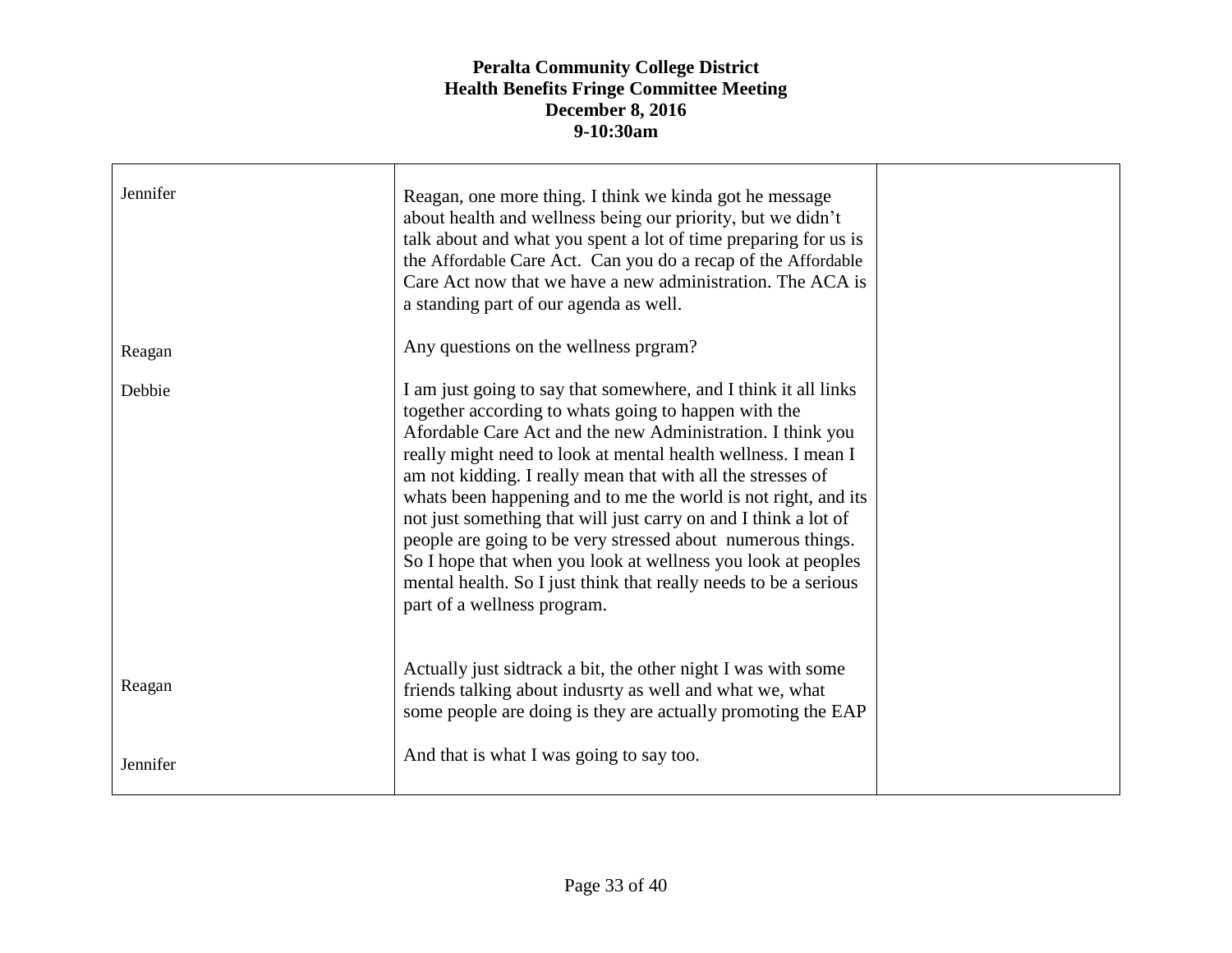**Peralta Community College District**
**Health Benefits Fringe Committee Meeting**
**December 8, 2016**
**9-10:30am**

| | | |
|---|---|---|
| Jennifer | Reagan, one more thing. I think we kinda got he message about health and wellness being our priority, but we didn't talk about and what you spent a lot of time preparing for us is the Affordable Care Act. Can you do a recap of the Affordable Care Act now that we have a new administration. The ACA is a standing part of our agenda as well. | |
| Reagan | Any questions on the wellness prgram? | |
| Debbie | I am just going to say that somewhere, and I think it all links together according to whats going to happen with the Afordable Care Act and the new Administration. I think you really might need to look at mental health wellness. I mean I am not kidding. I really mean that with all the stresses of whats been happening and to me the world is not right, and its not just something that will just carry on and I think a lot of people are going to be very stressed about numerous things. So I hope that when you look at wellness you look at peoples mental health. So I just think that really needs to be a serious part of a wellness program. | |
| Reagan | Actually just sidtrack a bit, the other night I was with some friends talking about indusrty as well and what we, what some people are doing is they are actually promoting the EAP | |
| Jennifer | And that is what I was going to say too. | |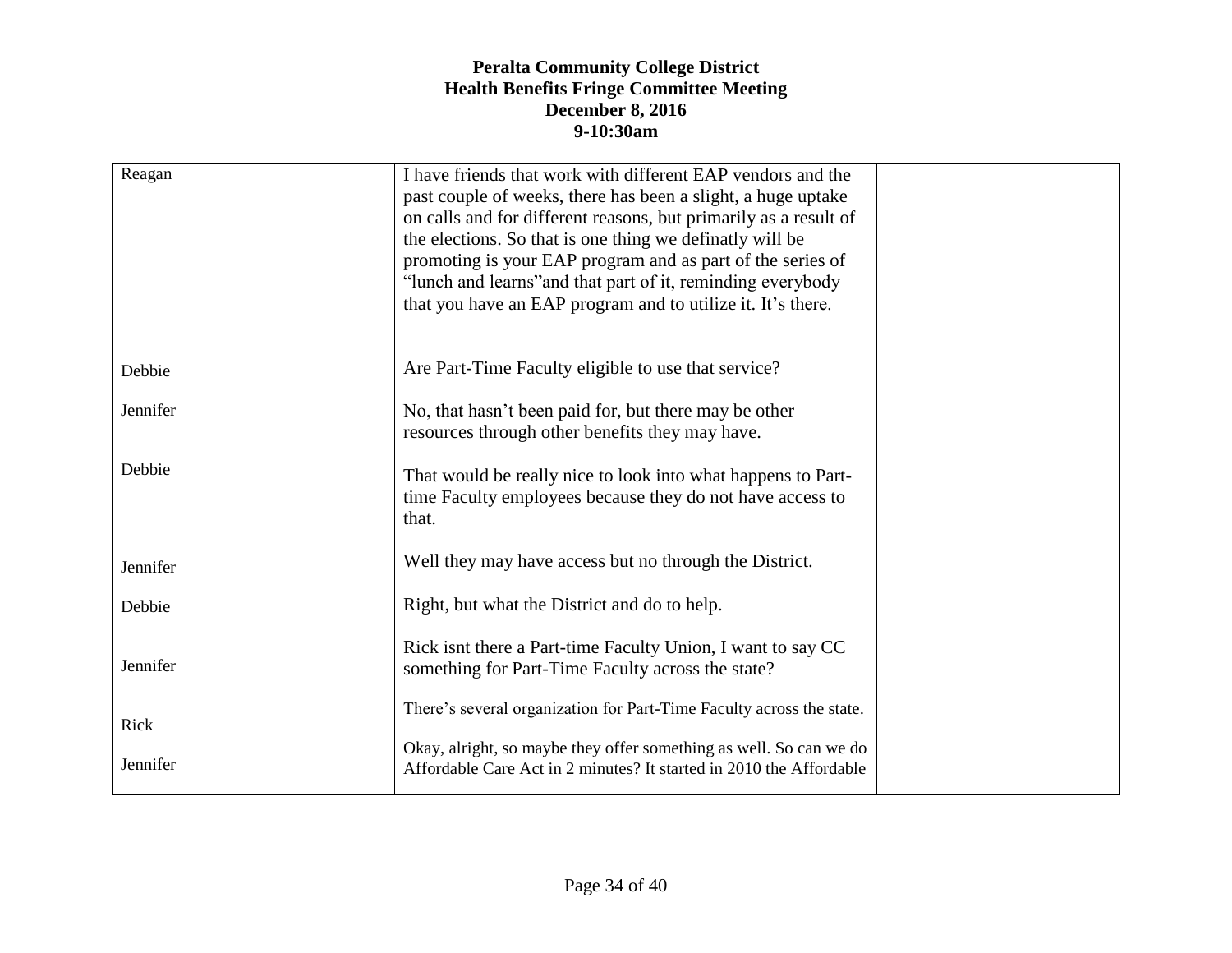**Peralta Community College District**
**Health Benefits Fringe Committee Meeting**
**December 8, 2016**
**9-10:30am**

| | | |
|---|---|---|
| Reagan | I have friends that work with different EAP vendors and the past couple of weeks, there has been a slight, a huge uptake on calls and for different reasons, but primarily as a result of the elections. So that is one thing we definatly will be promoting is your EAP program and as part of the series of "lunch and learns"and that part of it, reminding everybody that you have an EAP program and to utilize it. It's there. | |
| Debbie | Are Part-Time Faculty eligible to use that service? | |
| Jennifer | No, that hasn't been paid for, but there may be other resources through other benefits they may have. | |
| Debbie | That would be really nice to look into what happens to Part-time Faculty employees because they do not have access to that. | |
| Jennifer | Well they may have access but no through the District. | |
| Debbie | Right, but what the District and do to help. | |
| Jennifer | Rick isnt there a Part-time Faculty Union, I want to say CC something for Part-Time Faculty across the state? | |
| Rick | There's several organization for Part-Time Faculty across the state. | |
| Jennifer | Okay, alright, so maybe they offer something as well. So can we do Affordable Care Act in 2 minutes? It started in 2010 the Affordable | |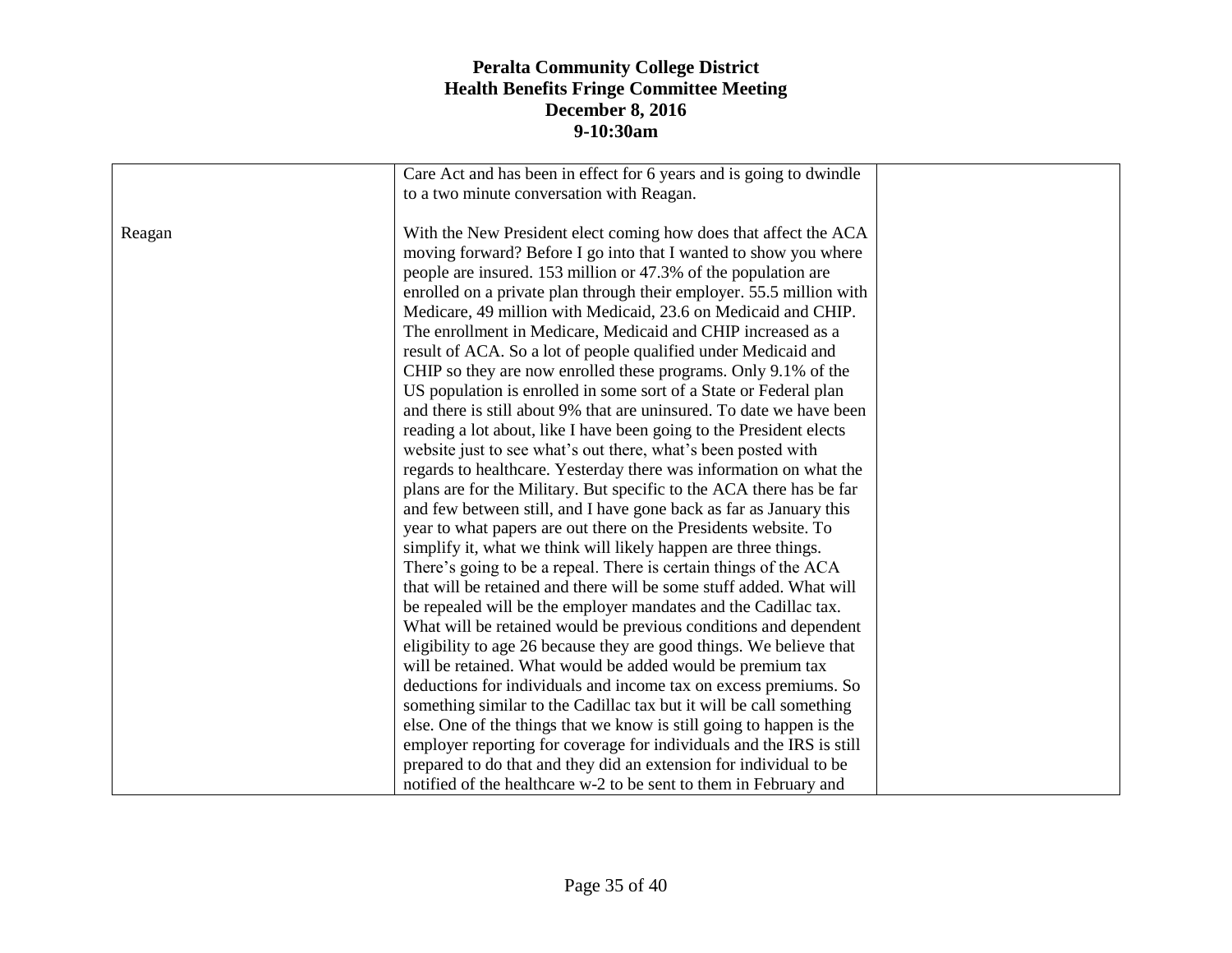**Peralta Community College District**
**Health Benefits Fringe Committee Meeting**
**December 8, 2016**
**9-10:30am**

| | | |
|---|---|---|
| Reagan | Care Act and has been in effect for 6 years and is going to dwindle to a two minute conversation with Reagan.<br><br>With the New President elect coming how does that affect the ACA moving forward? Before I go into that I wanted to show you where people are insured. 153 million or 47.3% of the population are enrolled on a private plan through their employer. 55.5 million with Medicare, 49 million with Medicaid, 23.6 on Medicaid and CHIP. The enrollment in Medicare, Medicaid and CHIP increased as a result of ACA. So a lot of people qualified under Medicaid and CHIP so they are now enrolled these programs. Only 9.1% of the US population is enrolled in some sort of a State or Federal plan and there is still about 9% that are uninsured. To date we have been reading a lot about, like I have been going to the President elects website just to see what's out there, what's been posted with regards to healthcare. Yesterday there was information on what the plans are for the Military. But specific to the ACA there has be far and few between still, and I have gone back as far as January this year to what papers are out there on the Presidents website. To simplify it, what we think will likely happen are three things. There's going to be a repeal. There is certain things of the ACA that will be retained and there will be some stuff added. What will be repealed will be the employer mandates and the Cadillac tax. What will be retained would be previous conditions and dependent eligibility to age 26 because they are good things. We believe that will be retained. What would be added would be premium tax deductions for individuals and income tax on excess premiums. So something similar to the Cadillac tax but it will be call something else. One of the things that we know is still going to happen is the employer reporting for coverage for individuals and the IRS is still prepared to do that and they did an extension for individual to be notified of the healthcare w-2 to be sent to them in February and | |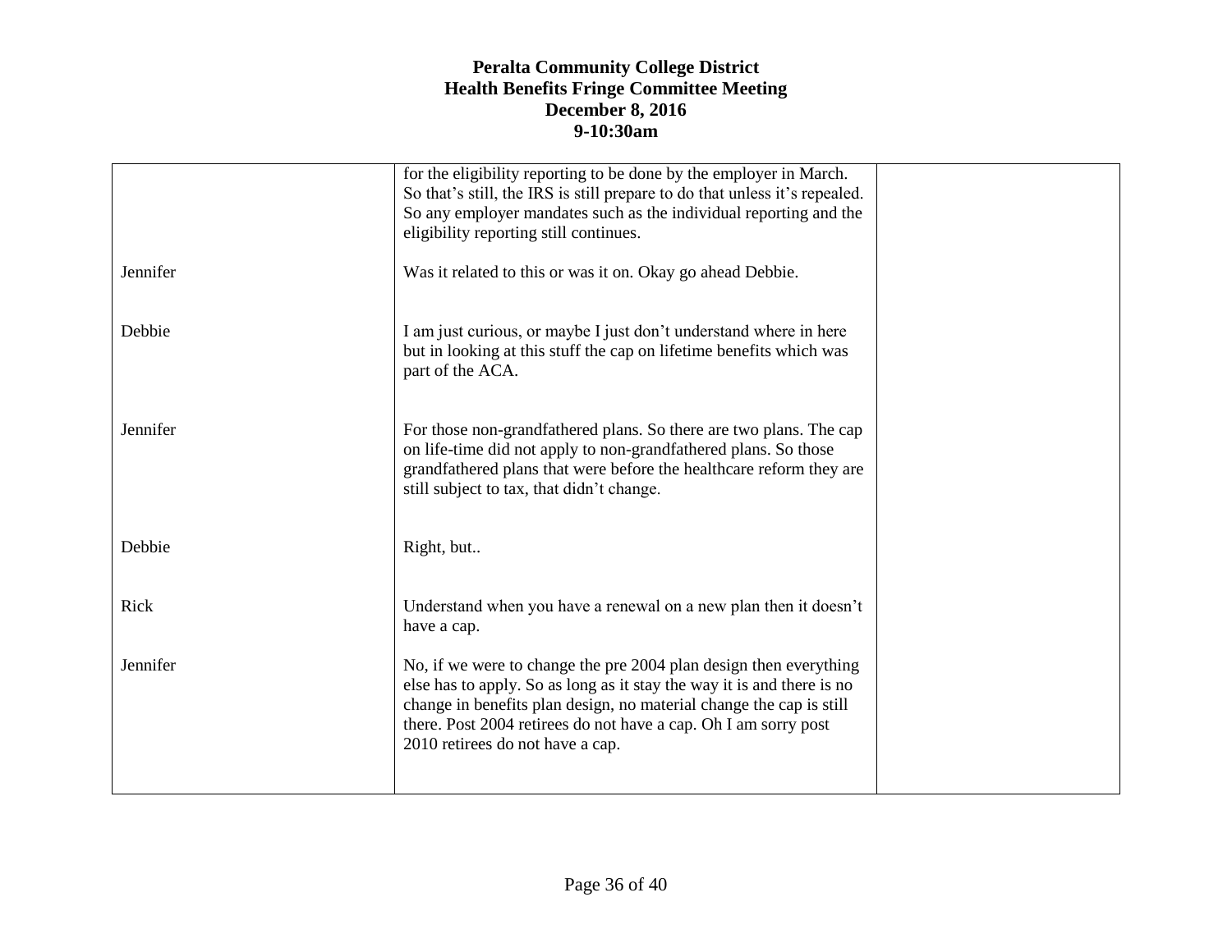**Peralta Community College District**
**Health Benefits Fringe Committee Meeting**
**December 8, 2016**
**9-10:30am**

| | | |
|---|---|---|
| | for the eligibility reporting to be done by the employer in March. So that's still, the IRS is still prepare to do that unless it's repealed. So any employer mandates such as the individual reporting and the eligibility reporting still continues. | |
| Jennifer | Was it related to this or was it on. Okay go ahead Debbie. | |
| Debbie | I am just curious, or maybe I just don't understand where in here but in looking at this stuff the cap on lifetime benefits which was part of the ACA. | |
| Jennifer | For those non-grandfathered plans. So there are two plans. The cap on life-time did not apply to non-grandfathered plans. So those grandfathered plans that were before the healthcare reform they are still subject to tax, that didn't change. | |
| Debbie | Right, but.. | |
| Rick | Understand when you have a renewal on a new plan then it doesn't have a cap. | |
| Jennifer | No, if we were to change the pre 2004 plan design then everything else has to apply. So as long as it stay the way it is and there is no change in benefits plan design, no material change the cap is still there. Post 2004 retirees do not have a cap. Oh I am sorry post 2010 retirees do not have a cap. | |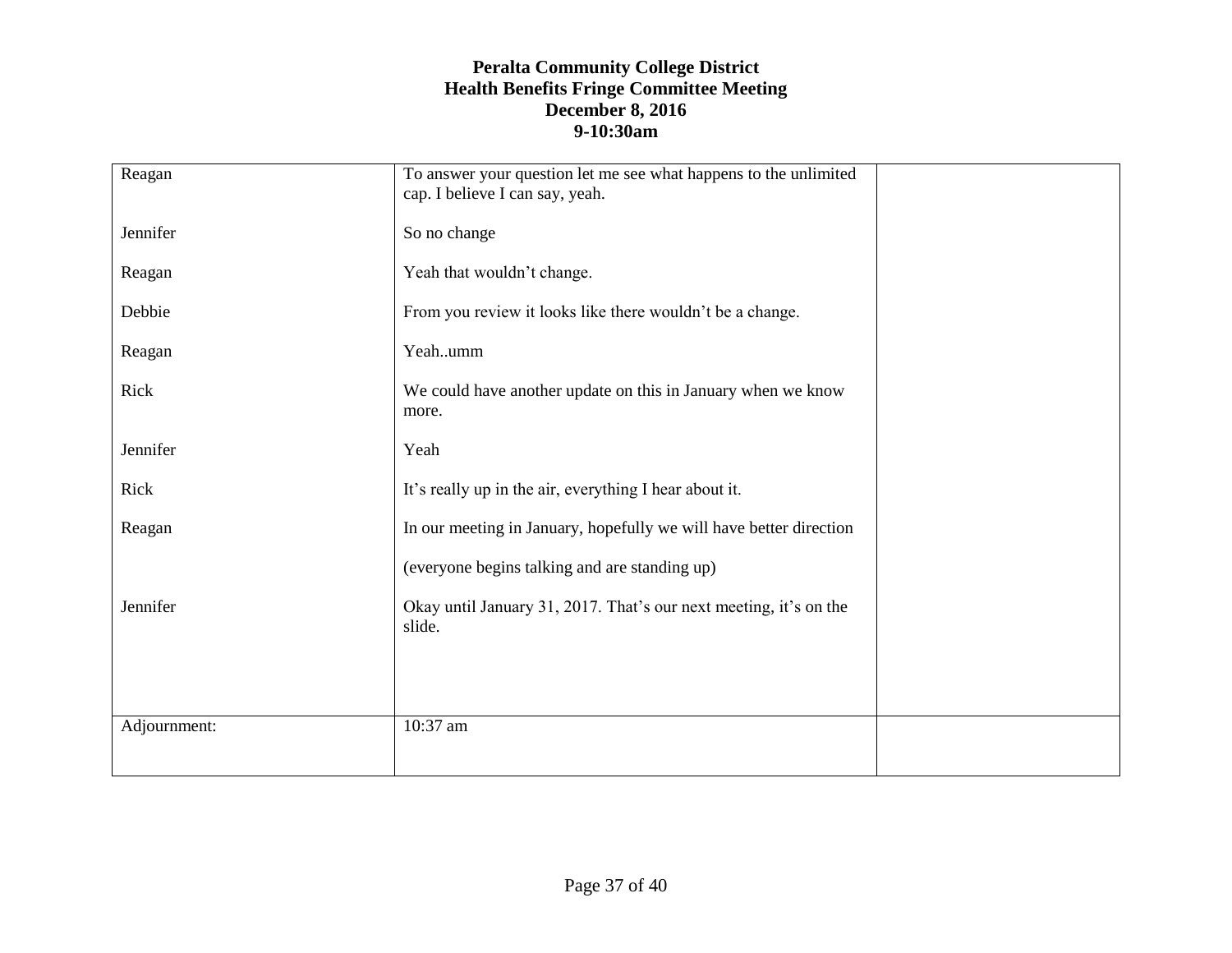# Peralta Community College District
## Health Benefits Fringe Committee Meeting
### December 8, 2016
### 9-10:30am

| | | |
|---|---|---|
| Reagan | To answer your question let me see what happens to the unlimited cap. I believe I can say, yeah. | |
| Jennifer | So no change | |
| Reagan | Yeah that wouldn't change. | |
| Debbie | From you review it looks like there wouldn't be a change. | |
| Reagan | Yeah..umm | |
| Rick | We could have another update on this in January when we know more. | |
| Jennifer | Yeah | |
| Rick | It's really up in the air, everything I hear about it. | |
| Reagan | In our meeting in January, hopefully we will have better direction | |
| | (everyone begins talking and are standing up) | |
| Jennifer | Okay until January 31, 2017. That's our next meeting, it's on the slide. | |
| Adjournment: | 10:37 am | |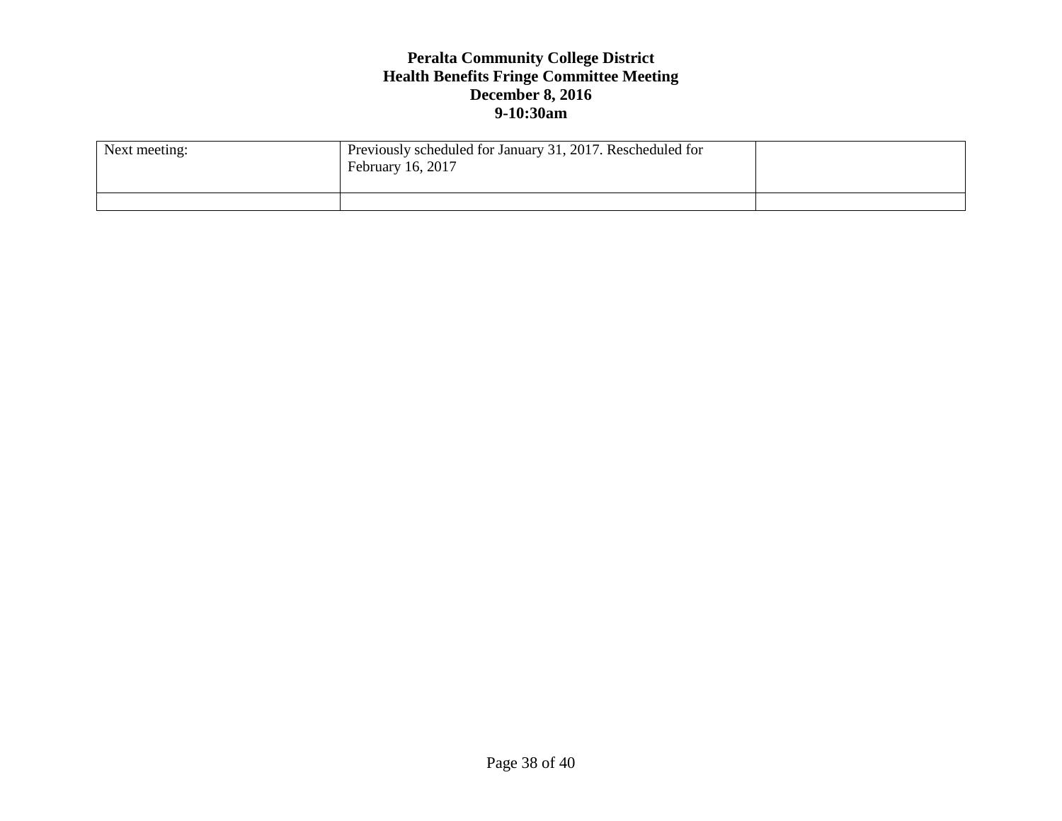**Peralta Community College District**
**Health Benefits Fringe Committee Meeting**
**December 8, 2016**
**9-10:30am**

| Next meeting: | Previously scheduled for January 31, 2017. Rescheduled for February 16, 2017 | |
|---|---|---|
| | | |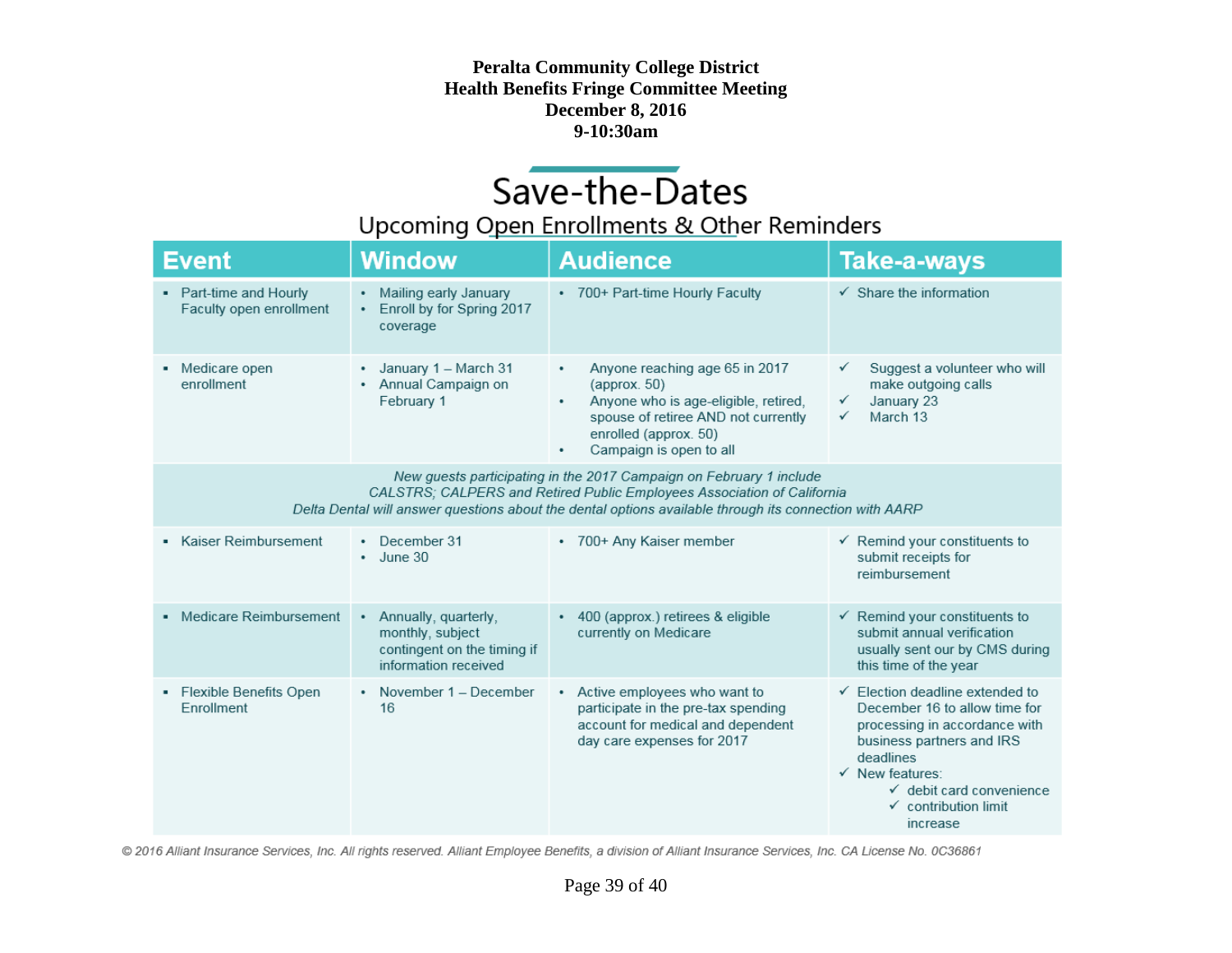**Peralta Community College District**
**Health Benefits Fringe Committee Meeting**
**December 8, 2016**
**9-10:30am**

# Save-the-Dates

## Upcoming Open Enrollments & Other Reminders

| Event | Window | Audience | Take-a-ways |
|---|---|---|---|
| ▪ Part-time and Hourly Faculty open enrollment | • Mailing early January<br>• Enroll by for Spring 2017 coverage | • 700+ Part-time Hourly Faculty | ✓ Share the information |
| ▪ Medicare open enrollment | • January 1 – March 31<br>• Annual Campaign on February 1 | • Anyone reaching age 65 in 2017 (approx. 50)<br>• Anyone who is age-eligible, retired, spouse of retiree AND not currently enrolled (approx. 50)<br>• Campaign is open to all | ✓ Suggest a volunteer who will make outgoing calls<br>✓ January 23<br>✓ March 13 |
| *New guests participating in the 2017 Campaign on February 1 include CALSTRS; CALPERS and Retired Public Employees Association of California. Delta Dental will answer questions about the dental options available through its connection with AARP* | | | |
| ▪ Kaiser Reimbursement | • December 31<br>• June 30 | • 700+ Any Kaiser member | ✓ Remind your constituents to submit receipts for reimbursement |
| ▪ Medicare Reimbursement | • Annually, quarterly, monthly, subject contingent on the timing if information received | • 400 (approx.) retirees & eligible currently on Medicare | ✓ Remind your constituents to submit annual verification usually sent our by CMS during this time of the year |
| ▪ Flexible Benefits Open Enrollment | • November 1 – December 16 | • Active employees who want to participate in the pre-tax spending account for medical and dependent day care expenses for 2017 | ✓ Election deadline extended to December 16 to allow time for processing in accordance with business partners and IRS deadlines<br>✓ New features:<br>&nbsp;&nbsp;✓ debit card convenience<br>&nbsp;&nbsp;✓ contribution limit increase |

*© 2016 Alliant Insurance Services, Inc. All rights reserved. Alliant Employee Benefits, a division of Alliant Insurance Services, Inc. CA License No. 0C36861*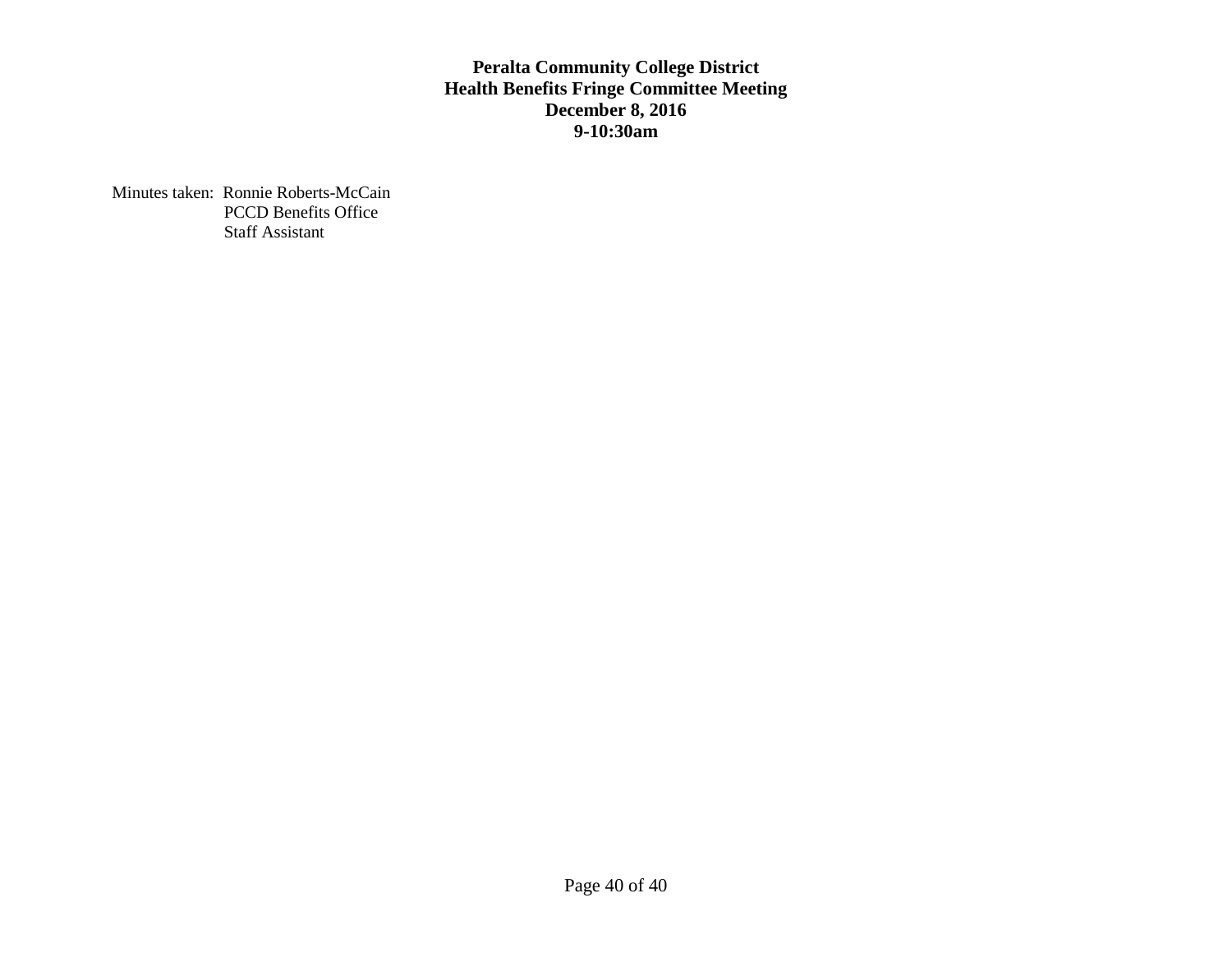**Peralta Community College District**
**Health Benefits Fringe Committee Meeting**
**December 8, 2016**
**9-10:30am**

Minutes taken: Ronnie Roberts-McCain
PCCD Benefits Office
Staff Assistant